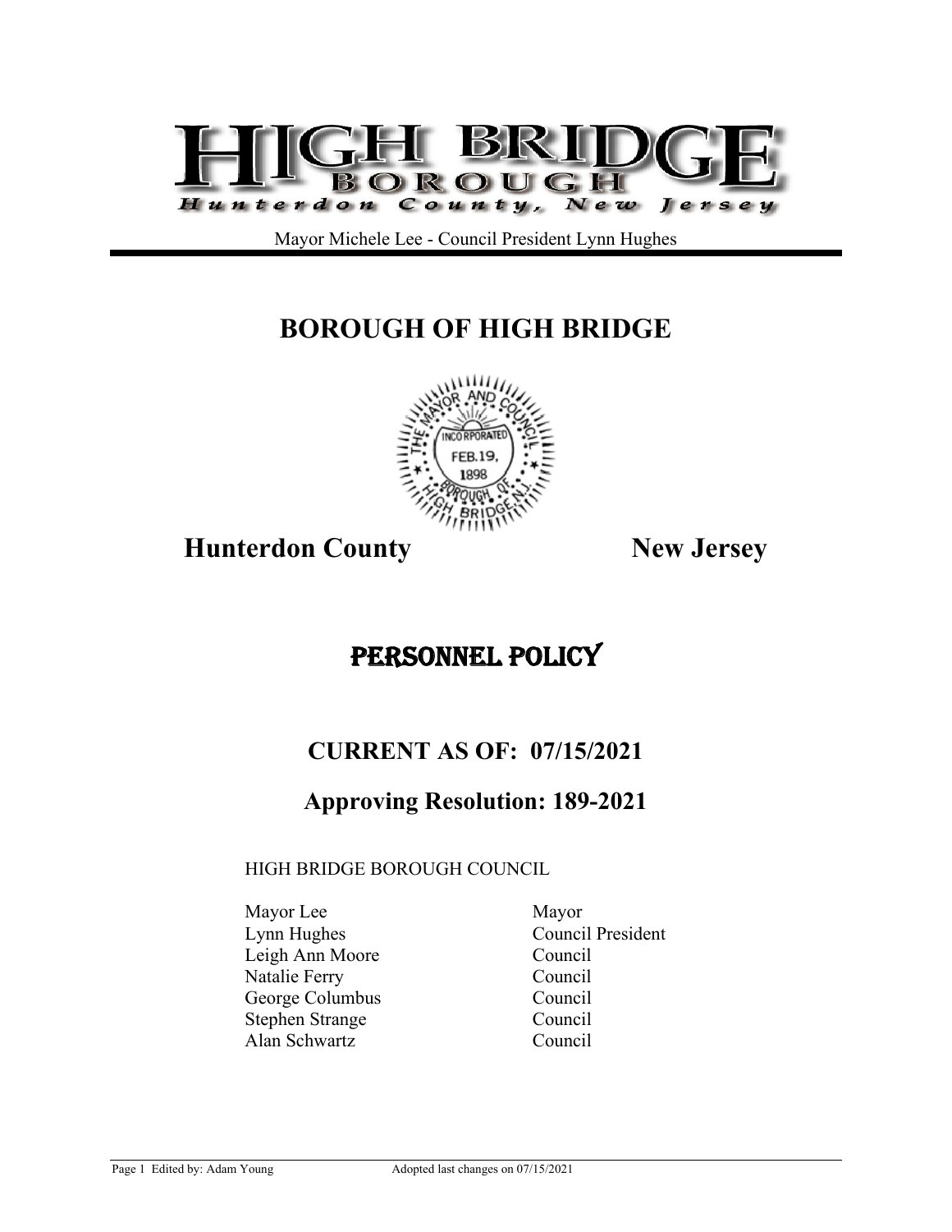# HIGH BRIDGE BOROUGH

Hunterdon County, New Jersey

Mayor Michele Lee - Council President Lynn Hughes

# BOROUGH OF HIGH BRIDGE

THE MAYOR AND COUNCIL — INCORPORATED FEB. 19, 1898 — BOROUGH OF HIGH BRIDGE N.J.

**Hunterdon County** **New Jersey**

# PERSONNEL POLICY

## CURRENT AS OF: 07/15/2021

## Approving Resolution: 189-2021

HIGH BRIDGE BOROUGH COUNCIL

| | |
|---|---|
| Mayor Lee | Mayor |
| Lynn Hughes | Council President |
| Leigh Ann Moore | Council |
| Natalie Ferry | Council |
| George Columbus | Council |
| Stephen Strange | Council |
| Alan Schwartz | Council |

Edited by: Adam Young Adopted last changes on 07/15/2021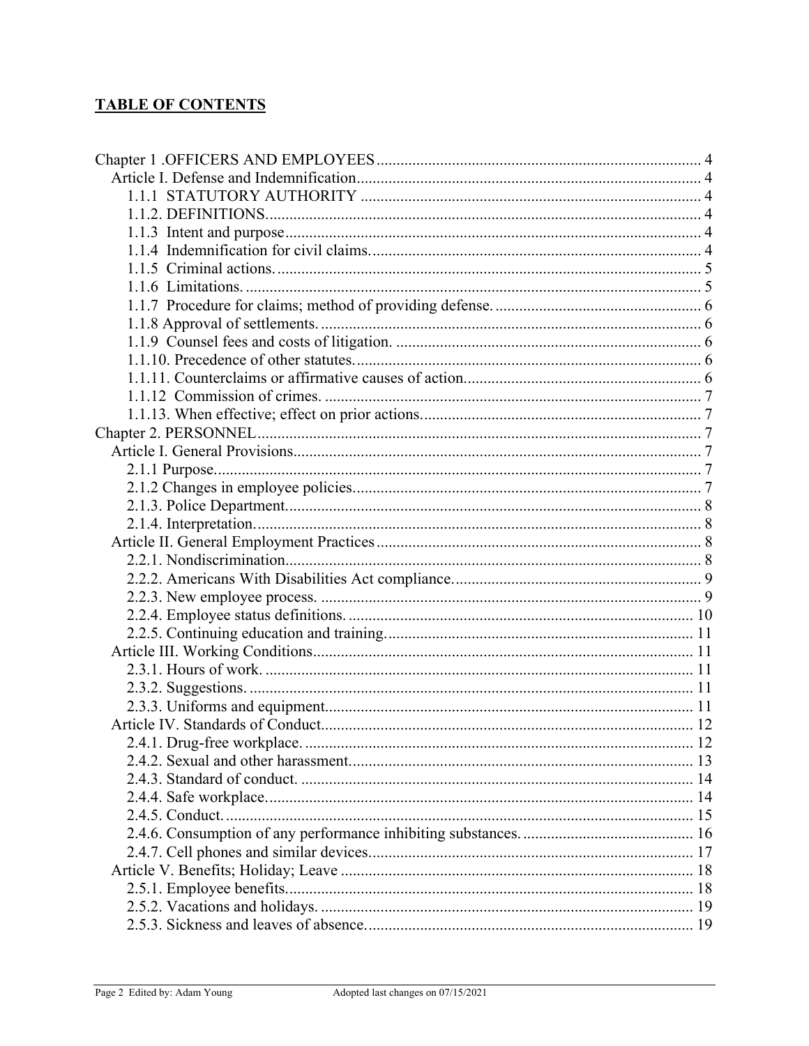## TABLE OF CONTENTS

Chapter 1 .OFFICERS AND EMPLOYEES ........ 4
- Article I. Defense and Indemnification ........ 4
  - 1.1.1 STATUTORY AUTHORITY ........ 4
  - 1.1.2. DEFINITIONS. ........ 4
  - 1.1.3 Intent and purpose ........ 4
  - 1.1.4 Indemnification for civil claims. ........ 4
  - 1.1.5 Criminal actions. ........ 5
  - 1.1.6 Limitations. ........ 5
  - 1.1.7 Procedure for claims; method of providing defense. ........ 6
  - 1.1.8 Approval of settlements. ........ 6
  - 1.1.9 Counsel fees and costs of litigation. ........ 6
  - 1.1.10. Precedence of other statutes. ........ 6
  - 1.1.11. Counterclaims or affirmative causes of action. ........ 6
  - 1.1.12 Commission of crimes. ........ 7
  - 1.1.13. When effective; effect on prior actions. ........ 7

Chapter 2. PERSONNEL ........ 7
- Article I. General Provisions ........ 7
  - 2.1.1 Purpose. ........ 7
  - 2.1.2 Changes in employee policies. ........ 7
  - 2.1.3. Police Department. ........ 8
  - 2.1.4. Interpretation. ........ 8
- Article II. General Employment Practices ........ 8
  - 2.2.1. Nondiscrimination. ........ 8
  - 2.2.2. Americans With Disabilities Act compliance. ........ 9
  - 2.2.3. New employee process. ........ 9
  - 2.2.4. Employee status definitions. ........ 10
  - 2.2.5. Continuing education and training. ........ 11
- Article III. Working Conditions ........ 11
  - 2.3.1. Hours of work. ........ 11
  - 2.3.2. Suggestions. ........ 11
  - 2.3.3. Uniforms and equipment. ........ 11
- Article IV. Standards of Conduct ........ 12
  - 2.4.1. Drug-free workplace. ........ 12
  - 2.4.2. Sexual and other harassment. ........ 13
  - 2.4.3. Standard of conduct. ........ 14
  - 2.4.4. Safe workplace. ........ 14
  - 2.4.5. Conduct. ........ 15
  - 2.4.6. Consumption of any performance inhibiting substances. ........ 16
  - 2.4.7. Cell phones and similar devices. ........ 17
- Article V. Benefits; Holiday; Leave ........ 18
  - 2.5.1. Employee benefits. ........ 18
  - 2.5.2. Vacations and holidays. ........ 19
  - 2.5.3. Sickness and leaves of absence. ........ 19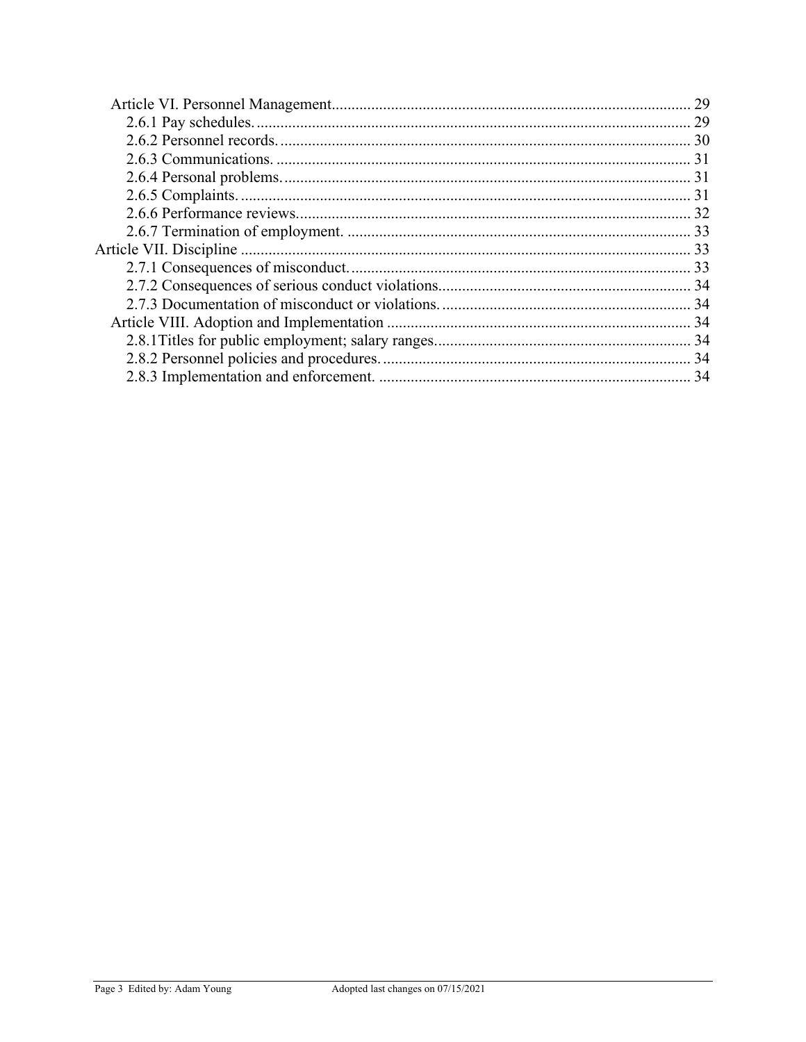Article VI. Personnel Management ........................................................................................ 29
- 2.6.1 Pay schedules. ............................................................................................................ 29
- 2.6.2 Personnel records. ...................................................................................................... 30
- 2.6.3 Communications. ....................................................................................................... 31
- 2.6.4 Personal problems. ..................................................................................................... 31
- 2.6.5 Complaints. ................................................................................................................ 31
- 2.6.6 Performance reviews. ................................................................................................. 32
- 2.6.7 Termination of employment. ..................................................................................... 33

Article VII. Discipline ................................................................................................................ 33
- 2.7.1 Consequences of misconduct. .................................................................................... 33
- 2.7.2 Consequences of serious conduct violations. ............................................................. 34
- 2.7.3 Documentation of misconduct or violations. ............................................................. 34

Article VIII. Adoption and Implementation ........................................................................... 34
- 2.8.1Titles for public employment; salary ranges. .............................................................. 34
- 2.8.2 Personnel policies and procedures. ............................................................................ 34
- 2.8.3 Implementation and enforcement. ............................................................................. 34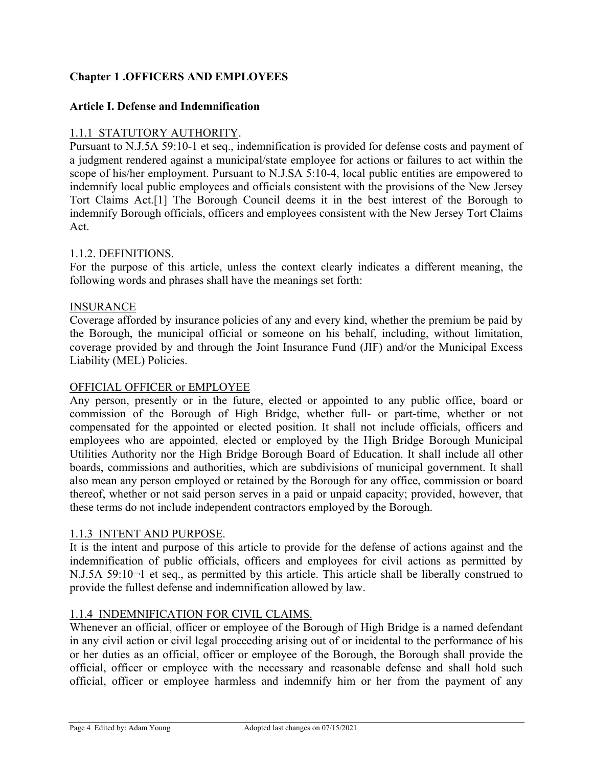## Chapter 1 .OFFICERS AND EMPLOYEES

### Article I. Defense and Indemnification

1.1.1 STATUTORY AUTHORITY.
Pursuant to N.J.5A 59:10-1 et seq., indemnification is provided for defense costs and payment of a judgment rendered against a municipal/state employee for actions or failures to act within the scope of his/her employment. Pursuant to N.J.SA 5:10-4, local public entities are empowered to indemnify local public employees and officials consistent with the provisions of the New Jersey Tort Claims Act.[1] The Borough Council deems it in the best interest of the Borough to indemnify Borough officials, officers and employees consistent with the New Jersey Tort Claims Act.

1.1.2. DEFINITIONS.
For the purpose of this article, unless the context clearly indicates a different meaning, the following words and phrases shall have the meanings set forth:

INSURANCE
Coverage afforded by insurance policies of any and every kind, whether the premium be paid by the Borough, the municipal official or someone on his behalf, including, without limitation, coverage provided by and through the Joint Insurance Fund (JIF) and/or the Municipal Excess Liability (MEL) Policies.

OFFICIAL OFFICER or EMPLOYEE
Any person, presently or in the future, elected or appointed to any public office, board or commission of the Borough of High Bridge, whether full- or part-time, whether or not compensated for the appointed or elected position. It shall not include officials, officers and employees who are appointed, elected or employed by the High Bridge Borough Municipal Utilities Authority nor the High Bridge Borough Board of Education. It shall include all other boards, commissions and authorities, which are subdivisions of municipal government. It shall also mean any person employed or retained by the Borough for any office, commission or board thereof, whether or not said person serves in a paid or unpaid capacity; provided, however, that these terms do not include independent contractors employed by the Borough.

1.1.3 INTENT AND PURPOSE.
It is the intent and purpose of this article to provide for the defense of actions against and the indemnification of public officials, officers and employees for civil actions as permitted by N.J.5A 59:10¬1 et seq., as permitted by this article. This article shall be liberally construed to provide the fullest defense and indemnification allowed by law.

1.1.4 INDEMNIFICATION FOR CIVIL CLAIMS.
Whenever an official, officer or employee of the Borough of High Bridge is a named defendant in any civil action or civil legal proceeding arising out of or incidental to the performance of his or her duties as an official, officer or employee of the Borough, the Borough shall provide the official, officer or employee with the necessary and reasonable defense and shall hold such official, officer or employee harmless and indemnify him or her from the payment of any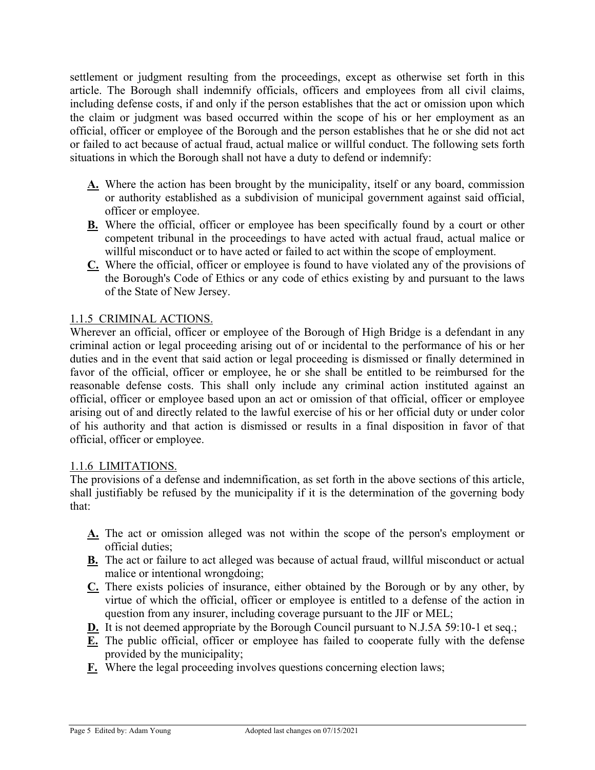settlement or judgment resulting from the proceedings, except as otherwise set forth in this article. The Borough shall indemnify officials, officers and employees from all civil claims, including defense costs, if and only if the person establishes that the act or omission upon which the claim or judgment was based occurred within the scope of his or her employment as an official, officer or employee of the Borough and the person establishes that he or she did not act or failed to act because of actual fraud, actual malice or willful conduct. The following sets forth situations in which the Borough shall not have a duty to defend or indemnify:

- **A.** Where the action has been brought by the municipality, itself or any board, commission or authority established as a subdivision of municipal government against said official, officer or employee.
- **B.** Where the official, officer or employee has been specifically found by a court or other competent tribunal in the proceedings to have acted with actual fraud, actual malice or willful misconduct or to have acted or failed to act within the scope of employment.
- **C.** Where the official, officer or employee is found to have violated any of the provisions of the Borough's Code of Ethics or any code of ethics existing by and pursuant to the laws of the State of New Jersey.

### 1.1.5 CRIMINAL ACTIONS.

Wherever an official, officer or employee of the Borough of High Bridge is a defendant in any criminal action or legal proceeding arising out of or incidental to the performance of his or her duties and in the event that said action or legal proceeding is dismissed or finally determined in favor of the official, officer or employee, he or she shall be entitled to be reimbursed for the reasonable defense costs. This shall only include any criminal action instituted against an official, officer or employee based upon an act or omission of that official, officer or employee arising out of and directly related to the lawful exercise of his or her official duty or under color of his authority and that action is dismissed or results in a final disposition in favor of that official, officer or employee.

### 1.1.6 LIMITATIONS.

The provisions of a defense and indemnification, as set forth in the above sections of this article, shall justifiably be refused by the municipality if it is the determination of the governing body that:

- **A.** The act or omission alleged was not within the scope of the person's employment or official duties;
- **B.** The act or failure to act alleged was because of actual fraud, willful misconduct or actual malice or intentional wrongdoing;
- **C.** There exists policies of insurance, either obtained by the Borough or by any other, by virtue of which the official, officer or employee is entitled to a defense of the action in question from any insurer, including coverage pursuant to the JIF or MEL;
- **D.** It is not deemed appropriate by the Borough Council pursuant to N.J.5A 59:10-1 et seq.;
- **E.** The public official, officer or employee has failed to cooperate fully with the defense provided by the municipality;
- **F.** Where the legal proceeding involves questions concerning election laws;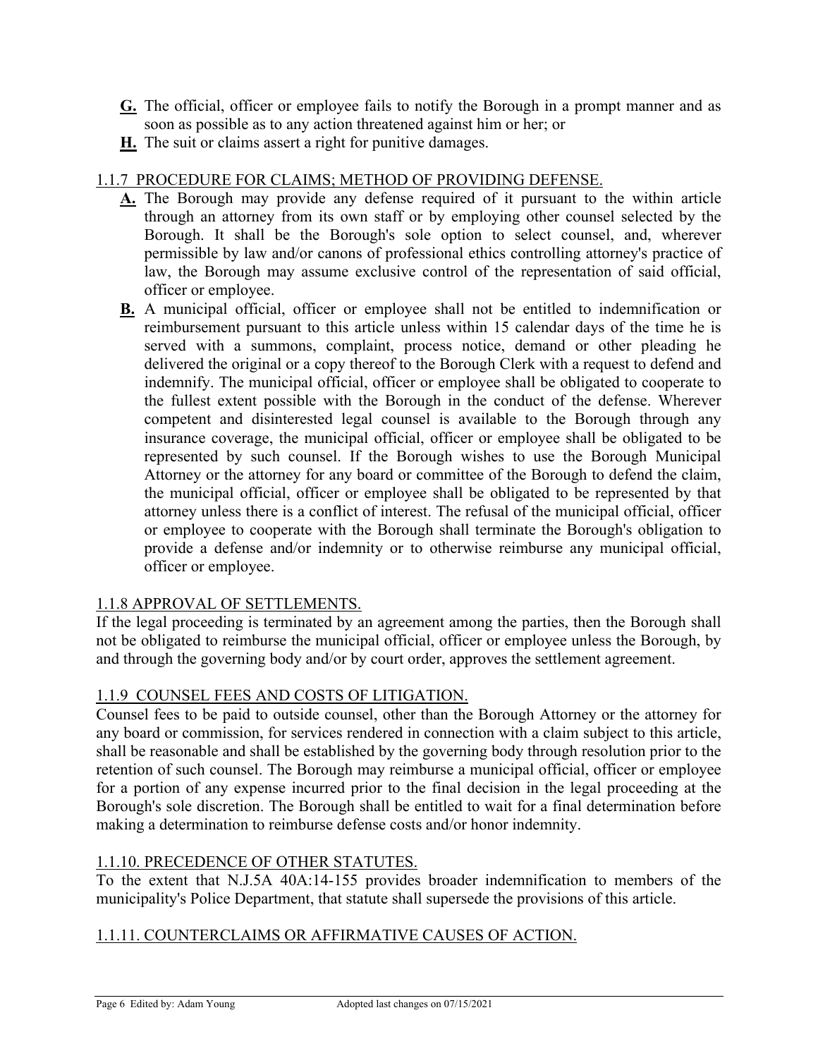**G.** The official, officer or employee fails to notify the Borough in a prompt manner and as soon as possible as to any action threatened against him or her; or

**H.** The suit or claims assert a right for punitive damages.

1.1.7 PROCEDURE FOR CLAIMS; METHOD OF PROVIDING DEFENSE.

**A.** The Borough may provide any defense required of it pursuant to the within article through an attorney from its own staff or by employing other counsel selected by the Borough. It shall be the Borough's sole option to select counsel, and, wherever permissible by law and/or canons of professional ethics controlling attorney's practice of law, the Borough may assume exclusive control of the representation of said official, officer or employee.

**B.** A municipal official, officer or employee shall not be entitled to indemnification or reimbursement pursuant to this article unless within 15 calendar days of the time he is served with a summons, complaint, process notice, demand or other pleading he delivered the original or a copy thereof to the Borough Clerk with a request to defend and indemnify. The municipal official, officer or employee shall be obligated to cooperate to the fullest extent possible with the Borough in the conduct of the defense. Wherever competent and disinterested legal counsel is available to the Borough through any insurance coverage, the municipal official, officer or employee shall be obligated to be represented by such counsel. If the Borough wishes to use the Borough Municipal Attorney or the attorney for any board or committee of the Borough to defend the claim, the municipal official, officer or employee shall be obligated to be represented by that attorney unless there is a conflict of interest. The refusal of the municipal official, officer or employee to cooperate with the Borough shall terminate the Borough's obligation to provide a defense and/or indemnity or to otherwise reimburse any municipal official, officer or employee.

1.1.8 APPROVAL OF SETTLEMENTS.

If the legal proceeding is terminated by an agreement among the parties, then the Borough shall not be obligated to reimburse the municipal official, officer or employee unless the Borough, by and through the governing body and/or by court order, approves the settlement agreement.

1.1.9 COUNSEL FEES AND COSTS OF LITIGATION.

Counsel fees to be paid to outside counsel, other than the Borough Attorney or the attorney for any board or commission, for services rendered in connection with a claim subject to this article, shall be reasonable and shall be established by the governing body through resolution prior to the retention of such counsel. The Borough may reimburse a municipal official, officer or employee for a portion of any expense incurred prior to the final decision in the legal proceeding at the Borough's sole discretion. The Borough shall be entitled to wait for a final determination before making a determination to reimburse defense costs and/or honor indemnity.

1.1.10. PRECEDENCE OF OTHER STATUTES.

To the extent that N.J.5A 40A:14-155 provides broader indemnification to members of the municipality's Police Department, that statute shall supersede the provisions of this article.

1.1.11. COUNTERCLAIMS OR AFFIRMATIVE CAUSES OF ACTION.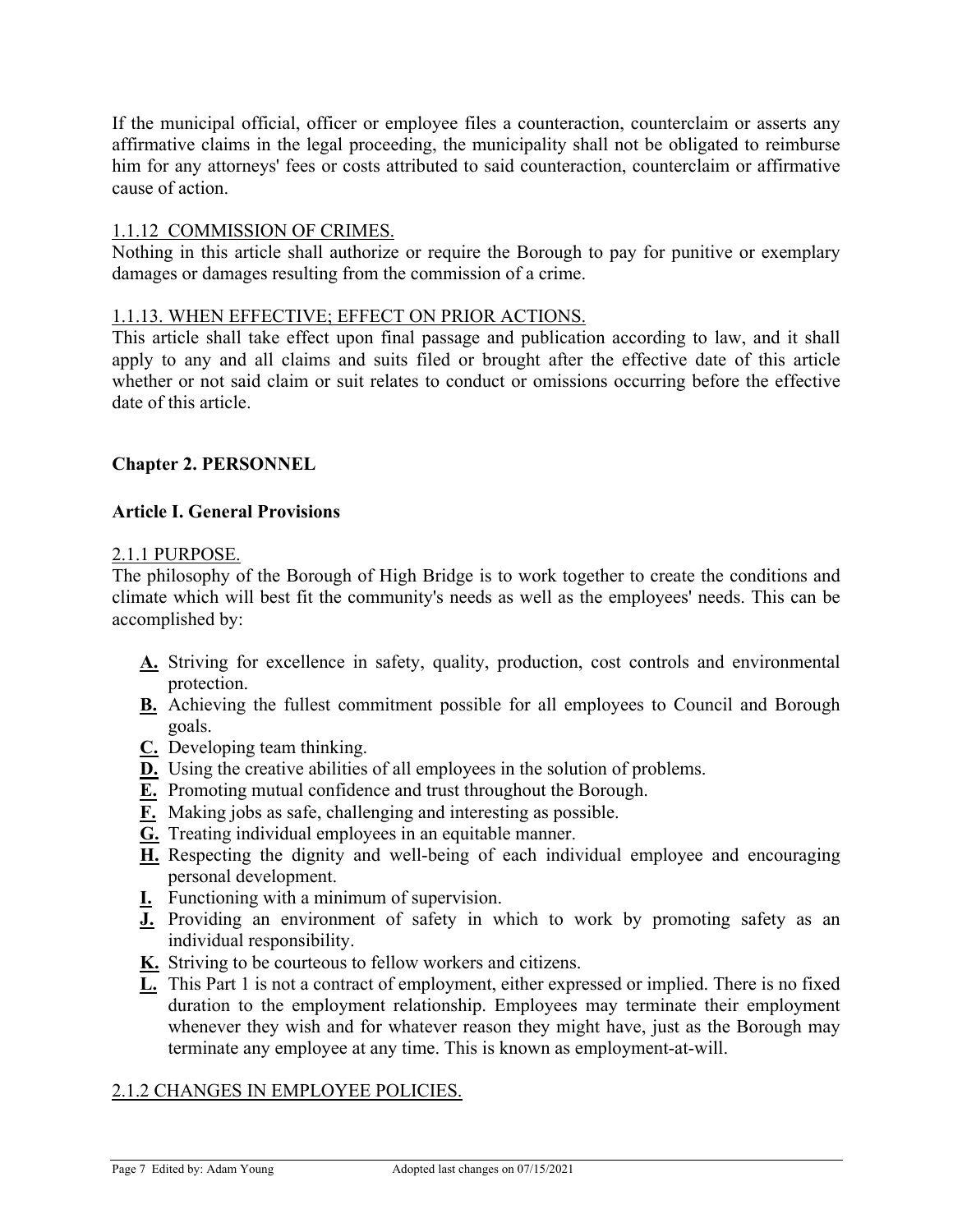If the municipal official, officer or employee files a counteraction, counterclaim or asserts any affirmative claims in the legal proceeding, the municipality shall not be obligated to reimburse him for any attorneys' fees or costs attributed to said counteraction, counterclaim or affirmative cause of action.

1.1.12 COMMISSION OF CRIMES.

Nothing in this article shall authorize or require the Borough to pay for punitive or exemplary damages or damages resulting from the commission of a crime.

1.1.13. WHEN EFFECTIVE; EFFECT ON PRIOR ACTIONS.

This article shall take effect upon final passage and publication according to law, and it shall apply to any and all claims and suits filed or brought after the effective date of this article whether or not said claim or suit relates to conduct or omissions occurring before the effective date of this article.

## Chapter 2. PERSONNEL

### Article I. General Provisions

2.1.1 PURPOSE.

The philosophy of the Borough of High Bridge is to work together to create the conditions and climate which will best fit the community's needs as well as the employees' needs. This can be accomplished by:

- **A.** Striving for excellence in safety, quality, production, cost controls and environmental protection.
- **B.** Achieving the fullest commitment possible for all employees to Council and Borough goals.
- **C.** Developing team thinking.
- **D.** Using the creative abilities of all employees in the solution of problems.
- **E.** Promoting mutual confidence and trust throughout the Borough.
- **F.** Making jobs as safe, challenging and interesting as possible.
- **G.** Treating individual employees in an equitable manner.
- **H.** Respecting the dignity and well-being of each individual employee and encouraging personal development.
- **I.** Functioning with a minimum of supervision.
- **J.** Providing an environment of safety in which to work by promoting safety as an individual responsibility.
- **K.** Striving to be courteous to fellow workers and citizens.
- **L.** This Part 1 is not a contract of employment, either expressed or implied. There is no fixed duration to the employment relationship. Employees may terminate their employment whenever they wish and for whatever reason they might have, just as the Borough may terminate any employee at any time. This is known as employment-at-will.

2.1.2 CHANGES IN EMPLOYEE POLICIES.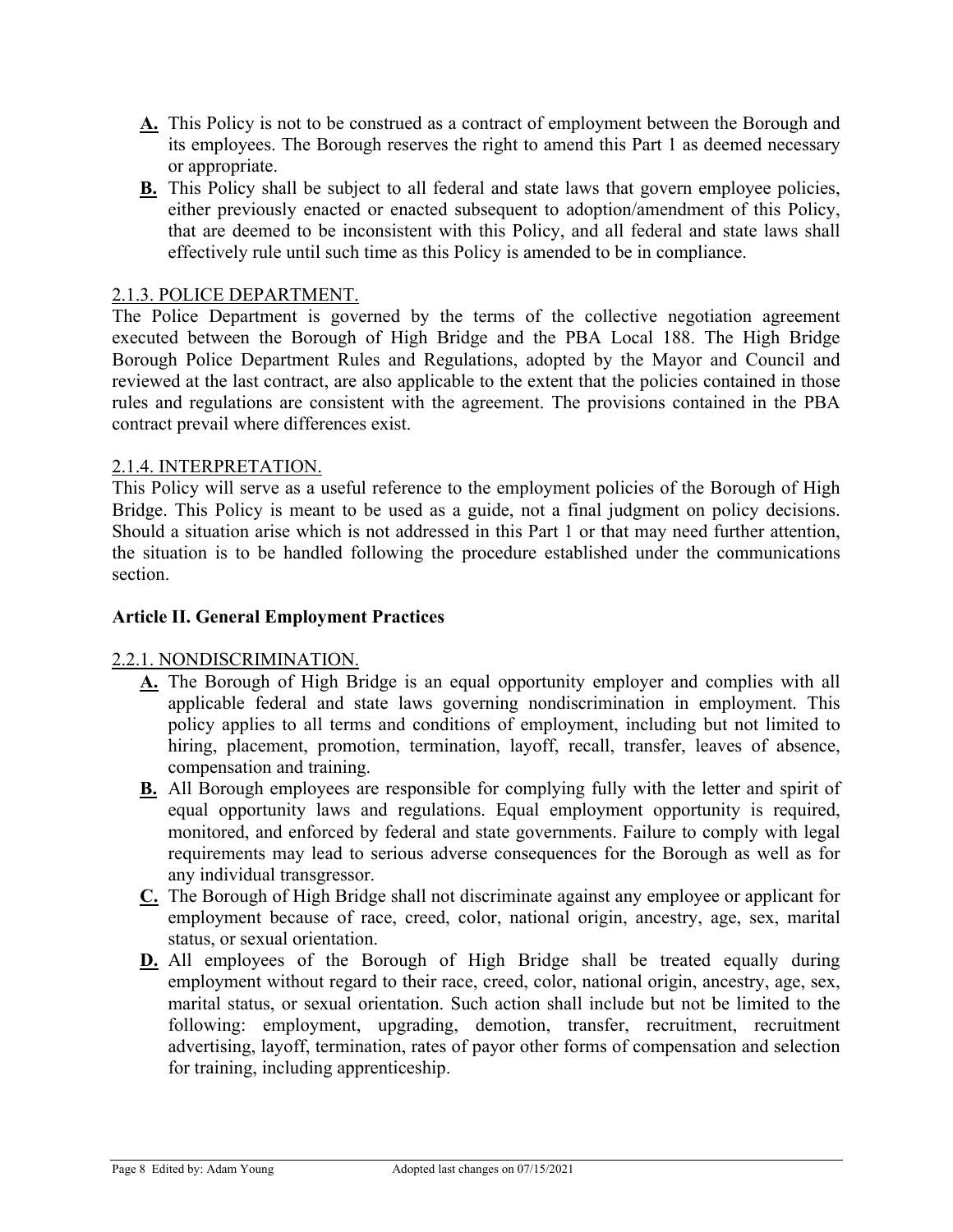**A.** This Policy is not to be construed as a contract of employment between the Borough and its employees. The Borough reserves the right to amend this Part 1 as deemed necessary or appropriate.

**B.** This Policy shall be subject to all federal and state laws that govern employee policies, either previously enacted or enacted subsequent to adoption/amendment of this Policy, that are deemed to be inconsistent with this Policy, and all federal and state laws shall effectively rule until such time as this Policy is amended to be in compliance.

2.1.3. POLICE DEPARTMENT.

The Police Department is governed by the terms of the collective negotiation agreement executed between the Borough of High Bridge and the PBA Local 188. The High Bridge Borough Police Department Rules and Regulations, adopted by the Mayor and Council and reviewed at the last contract, are also applicable to the extent that the policies contained in those rules and regulations are consistent with the agreement. The provisions contained in the PBA contract prevail where differences exist.

2.1.4. INTERPRETATION.

This Policy will serve as a useful reference to the employment policies of the Borough of High Bridge. This Policy is meant to be used as a guide, not a final judgment on policy decisions. Should a situation arise which is not addressed in this Part 1 or that may need further attention, the situation is to be handled following the procedure established under the communications section.

## Article II. General Employment Practices

2.2.1. NONDISCRIMINATION.

**A.** The Borough of High Bridge is an equal opportunity employer and complies with all applicable federal and state laws governing nondiscrimination in employment. This policy applies to all terms and conditions of employment, including but not limited to hiring, placement, promotion, termination, layoff, recall, transfer, leaves of absence, compensation and training.

**B.** All Borough employees are responsible for complying fully with the letter and spirit of equal opportunity laws and regulations. Equal employment opportunity is required, monitored, and enforced by federal and state governments. Failure to comply with legal requirements may lead to serious adverse consequences for the Borough as well as for any individual transgressor.

**C.** The Borough of High Bridge shall not discriminate against any employee or applicant for employment because of race, creed, color, national origin, ancestry, age, sex, marital status, or sexual orientation.

**D.** All employees of the Borough of High Bridge shall be treated equally during employment without regard to their race, creed, color, national origin, ancestry, age, sex, marital status, or sexual orientation. Such action shall include but not be limited to the following: employment, upgrading, demotion, transfer, recruitment, recruitment advertising, layoff, termination, rates of payor other forms of compensation and selection for training, including apprenticeship.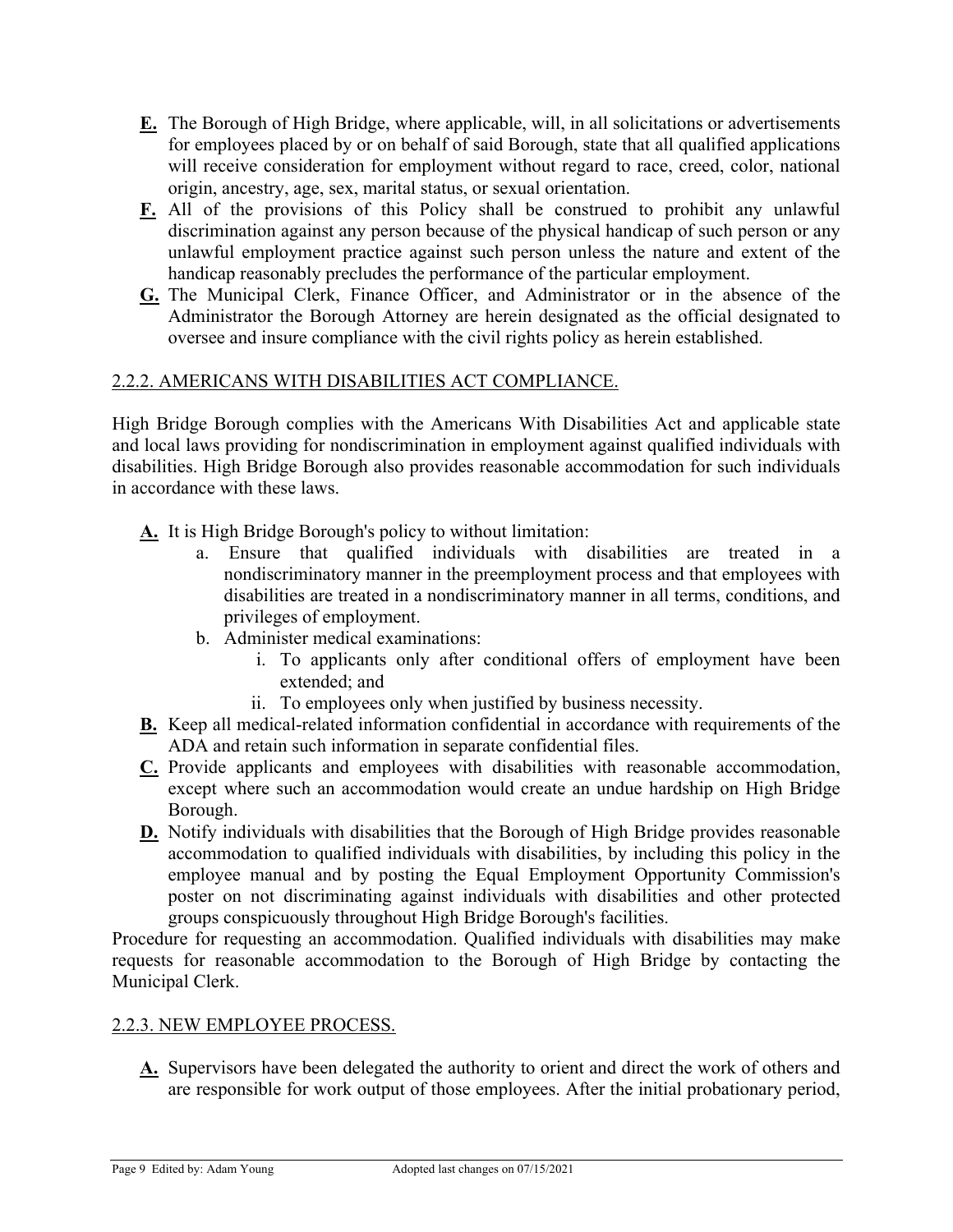**E.** The Borough of High Bridge, where applicable, will, in all solicitations or advertisements for employees placed by or on behalf of said Borough, state that all qualified applications will receive consideration for employment without regard to race, creed, color, national origin, ancestry, age, sex, marital status, or sexual orientation.

**F.** All of the provisions of this Policy shall be construed to prohibit any unlawful discrimination against any person because of the physical handicap of such person or any unlawful employment practice against such person unless the nature and extent of the handicap reasonably precludes the performance of the particular employment.

**G.** The Municipal Clerk, Finance Officer, and Administrator or in the absence of the Administrator the Borough Attorney are herein designated as the official designated to oversee and insure compliance with the civil rights policy as herein established.

## 2.2.2. AMERICANS WITH DISABILITIES ACT COMPLIANCE.

High Bridge Borough complies with the Americans With Disabilities Act and applicable state and local laws providing for nondiscrimination in employment against qualified individuals with disabilities. High Bridge Borough also provides reasonable accommodation for such individuals in accordance with these laws.

**A.** It is High Bridge Borough's policy to without limitation:

- a. Ensure that qualified individuals with disabilities are treated in a nondiscriminatory manner in the preemployment process and that employees with disabilities are treated in a nondiscriminatory manner in all terms, conditions, and privileges of employment.
- b. Administer medical examinations:
  - i. To applicants only after conditional offers of employment have been extended; and
  - ii. To employees only when justified by business necessity.

**B.** Keep all medical-related information confidential in accordance with requirements of the ADA and retain such information in separate confidential files.

**C.** Provide applicants and employees with disabilities with reasonable accommodation, except where such an accommodation would create an undue hardship on High Bridge Borough.

**D.** Notify individuals with disabilities that the Borough of High Bridge provides reasonable accommodation to qualified individuals with disabilities, by including this policy in the employee manual and by posting the Equal Employment Opportunity Commission's poster on not discriminating against individuals with disabilities and other protected groups conspicuously throughout High Bridge Borough's facilities.

Procedure for requesting an accommodation. Qualified individuals with disabilities may make requests for reasonable accommodation to the Borough of High Bridge by contacting the Municipal Clerk.

## 2.2.3. NEW EMPLOYEE PROCESS.

**A.** Supervisors have been delegated the authority to orient and direct the work of others and are responsible for work output of those employees. After the initial probationary period,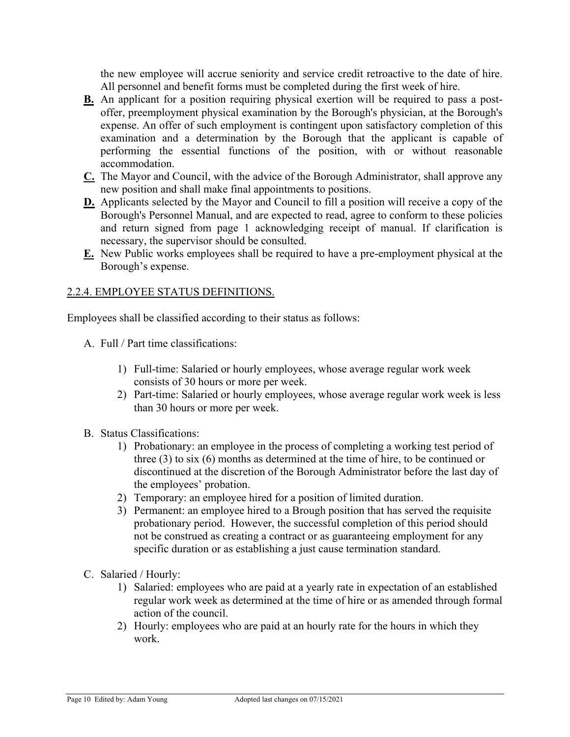the new employee will accrue seniority and service credit retroactive to the date of hire. All personnel and benefit forms must be completed during the first week of hire.

**B.** An applicant for a position requiring physical exertion will be required to pass a post-offer, preemployment physical examination by the Borough's physician, at the Borough's expense. An offer of such employment is contingent upon satisfactory completion of this examination and a determination by the Borough that the applicant is capable of performing the essential functions of the position, with or without reasonable accommodation.

**C.** The Mayor and Council, with the advice of the Borough Administrator, shall approve any new position and shall make final appointments to positions.

**D.** Applicants selected by the Mayor and Council to fill a position will receive a copy of the Borough's Personnel Manual, and are expected to read, agree to conform to these policies and return signed from page 1 acknowledging receipt of manual. If clarification is necessary, the supervisor should be consulted.

**E.** New Public works employees shall be required to have a pre-employment physical at the Borough's expense.

## 2.2.4. EMPLOYEE STATUS DEFINITIONS.

Employees shall be classified according to their status as follows:

A. Full / Part time classifications:

1) Full-time: Salaried or hourly employees, whose average regular work week consists of 30 hours or more per week.
2) Part-time: Salaried or hourly employees, whose average regular work week is less than 30 hours or more per week.

B. Status Classifications:

1) Probationary: an employee in the process of completing a working test period of three (3) to six (6) months as determined at the time of hire, to be continued or discontinued at the discretion of the Borough Administrator before the last day of the employees' probation.
2) Temporary: an employee hired for a position of limited duration.
3) Permanent: an employee hired to a Brough position that has served the requisite probationary period. However, the successful completion of this period should not be construed as creating a contract or as guaranteeing employment for any specific duration or as establishing a just cause termination standard.

C. Salaried / Hourly:

1) Salaried: employees who are paid at a yearly rate in expectation of an established regular work week as determined at the time of hire or as amended through formal action of the council.
2) Hourly: employees who are paid at an hourly rate for the hours in which they work.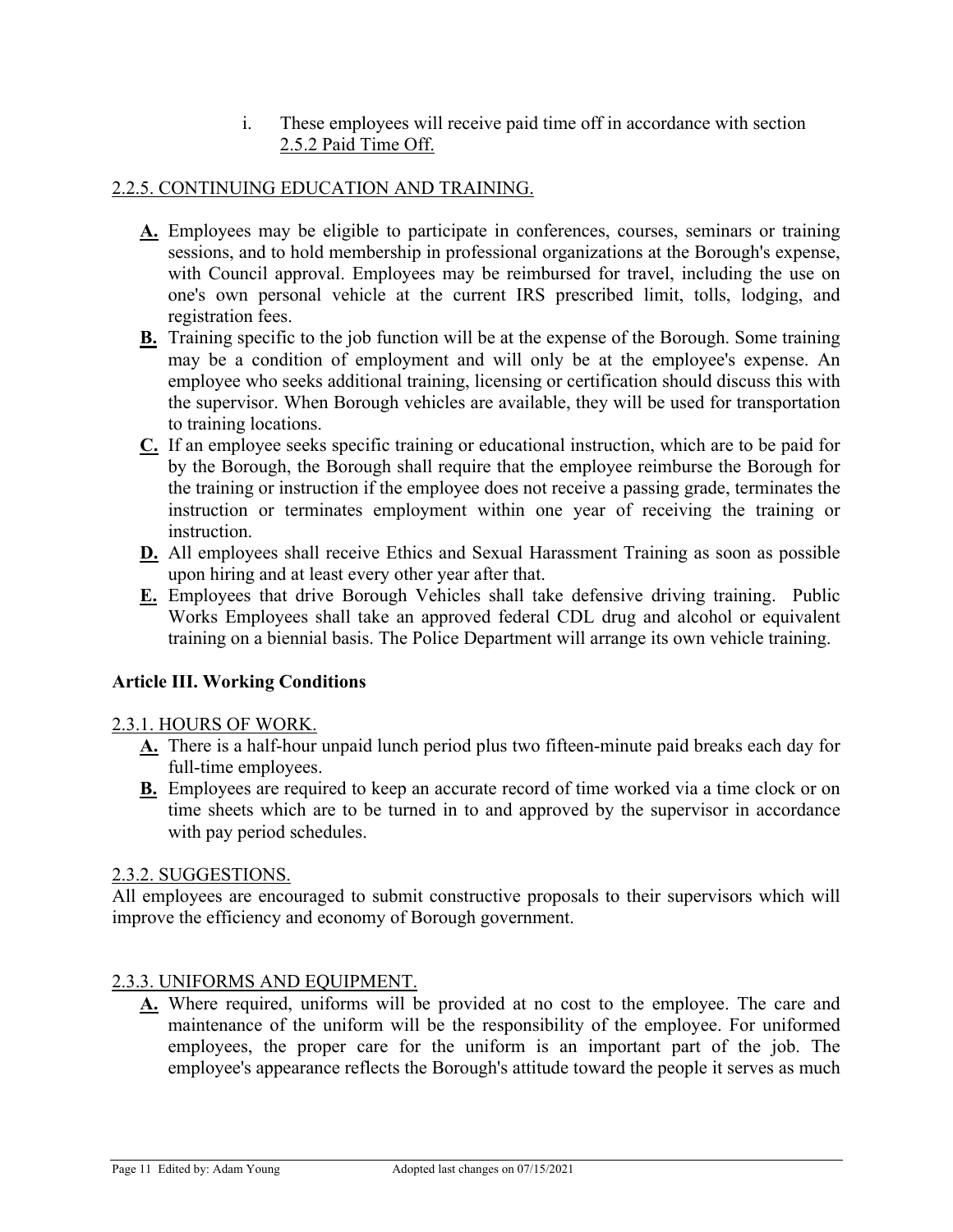i. These employees will receive paid time off in accordance with section 2.5.2 Paid Time Off.

2.2.5. CONTINUING EDUCATION AND TRAINING.

**A.** Employees may be eligible to participate in conferences, courses, seminars or training sessions, and to hold membership in professional organizations at the Borough's expense, with Council approval. Employees may be reimbursed for travel, including the use on one's own personal vehicle at the current IRS prescribed limit, tolls, lodging, and registration fees.

**B.** Training specific to the job function will be at the expense of the Borough. Some training may be a condition of employment and will only be at the employee's expense. An employee who seeks additional training, licensing or certification should discuss this with the supervisor. When Borough vehicles are available, they will be used for transportation to training locations.

**C.** If an employee seeks specific training or educational instruction, which are to be paid for by the Borough, the Borough shall require that the employee reimburse the Borough for the training or instruction if the employee does not receive a passing grade, terminates the instruction or terminates employment within one year of receiving the training or instruction.

**D.** All employees shall receive Ethics and Sexual Harassment Training as soon as possible upon hiring and at least every other year after that.

**E.** Employees that drive Borough Vehicles shall take defensive driving training. Public Works Employees shall take an approved federal CDL drug and alcohol or equivalent training on a biennial basis. The Police Department will arrange its own vehicle training.

**Article III. Working Conditions**

2.3.1. HOURS OF WORK.

**A.** There is a half-hour unpaid lunch period plus two fifteen-minute paid breaks each day for full-time employees.

**B.** Employees are required to keep an accurate record of time worked via a time clock or on time sheets which are to be turned in to and approved by the supervisor in accordance with pay period schedules.

2.3.2. SUGGESTIONS.

All employees are encouraged to submit constructive proposals to their supervisors which will improve the efficiency and economy of Borough government.

2.3.3. UNIFORMS AND EQUIPMENT.

**A.** Where required, uniforms will be provided at no cost to the employee. The care and maintenance of the uniform will be the responsibility of the employee. For uniformed employees, the proper care for the uniform is an important part of the job. The employee's appearance reflects the Borough's attitude toward the people it serves as much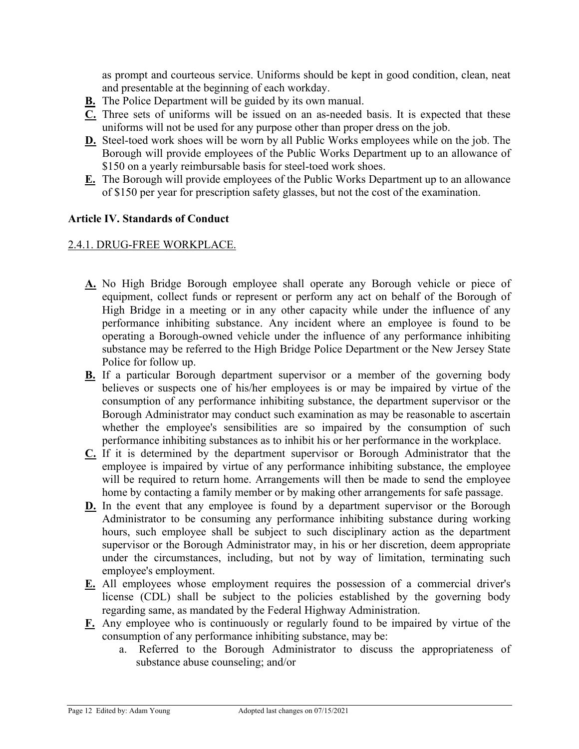as prompt and courteous service. Uniforms should be kept in good condition, clean, neat and presentable at the beginning of each workday.

**B.** The Police Department will be guided by its own manual.

**C.** Three sets of uniforms will be issued on an as-needed basis. It is expected that these uniforms will not be used for any purpose other than proper dress on the job.

**D.** Steel-toed work shoes will be worn by all Public Works employees while on the job. The Borough will provide employees of the Public Works Department up to an allowance of $150 on a yearly reimbursable basis for steel-toed work shoes.

**E.** The Borough will provide employees of the Public Works Department up to an allowance of $150 per year for prescription safety glasses, but not the cost of the examination.

### Article IV. Standards of Conduct

#### 2.4.1. DRUG-FREE WORKPLACE.

**A.** No High Bridge Borough employee shall operate any Borough vehicle or piece of equipment, collect funds or represent or perform any act on behalf of the Borough of High Bridge in a meeting or in any other capacity while under the influence of any performance inhibiting substance. Any incident where an employee is found to be operating a Borough-owned vehicle under the influence of any performance inhibiting substance may be referred to the High Bridge Police Department or the New Jersey State Police for follow up.

**B.** If a particular Borough department supervisor or a member of the governing body believes or suspects one of his/her employees is or may be impaired by virtue of the consumption of any performance inhibiting substance, the department supervisor or the Borough Administrator may conduct such examination as may be reasonable to ascertain whether the employee's sensibilities are so impaired by the consumption of such performance inhibiting substances as to inhibit his or her performance in the workplace.

**C.** If it is determined by the department supervisor or Borough Administrator that the employee is impaired by virtue of any performance inhibiting substance, the employee will be required to return home. Arrangements will then be made to send the employee home by contacting a family member or by making other arrangements for safe passage.

**D.** In the event that any employee is found by a department supervisor or the Borough Administrator to be consuming any performance inhibiting substance during working hours, such employee shall be subject to such disciplinary action as the department supervisor or the Borough Administrator may, in his or her discretion, deem appropriate under the circumstances, including, but not by way of limitation, terminating such employee's employment.

**E.** All employees whose employment requires the possession of a commercial driver's license (CDL) shall be subject to the policies established by the governing body regarding same, as mandated by the Federal Highway Administration.

**F.** Any employee who is continuously or regularly found to be impaired by virtue of the consumption of any performance inhibiting substance, may be:

   a. Referred to the Borough Administrator to discuss the appropriateness of substance abuse counseling; and/or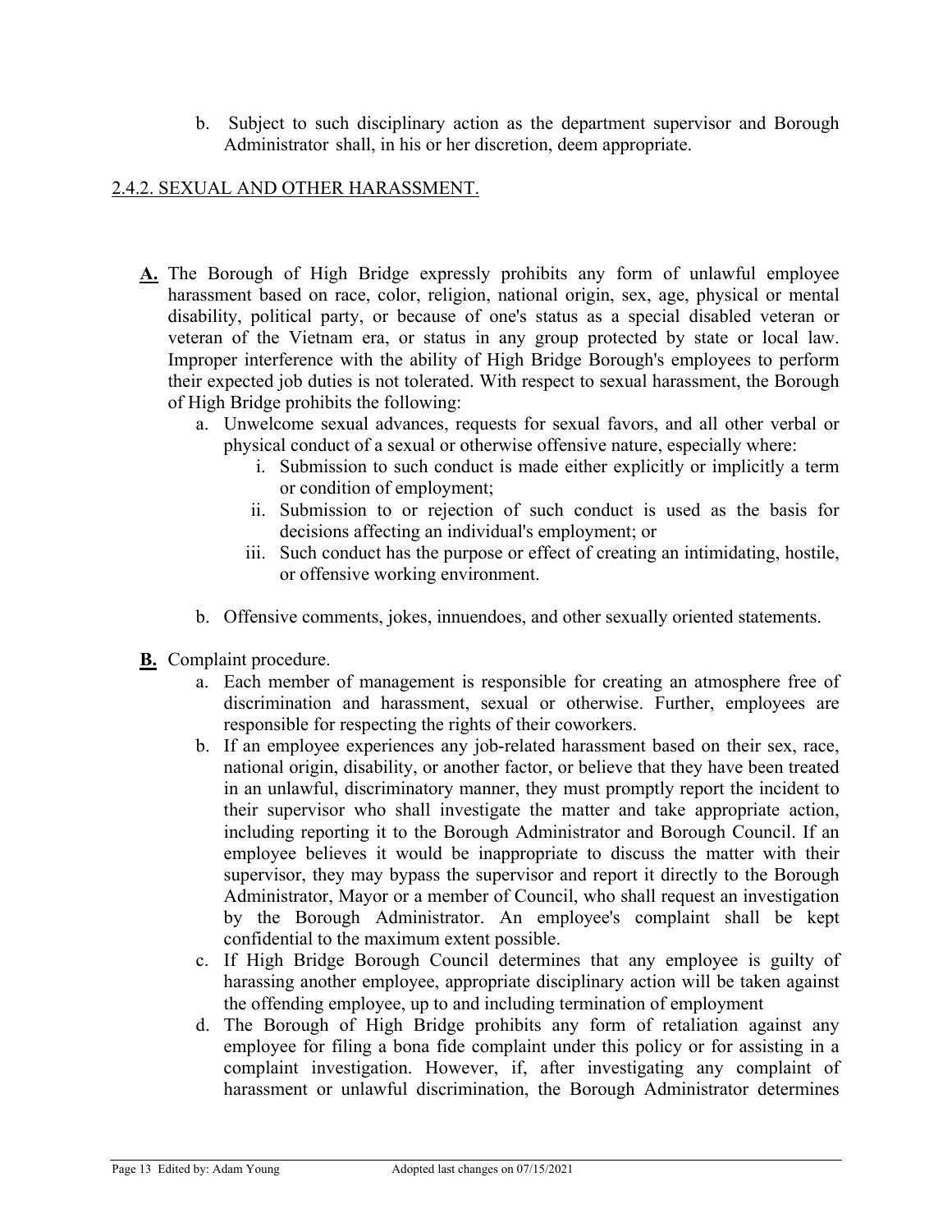b. Subject to such disciplinary action as the department supervisor and Borough Administrator shall, in his or her discretion, deem appropriate.

## 2.4.2. SEXUAL AND OTHER HARASSMENT.

**A.** The Borough of High Bridge expressly prohibits any form of unlawful employee harassment based on race, color, religion, national origin, sex, age, physical or mental disability, political party, or because of one's status as a special disabled veteran or veteran of the Vietnam era, or status in any group protected by state or local law. Improper interference with the ability of High Bridge Borough's employees to perform their expected job duties is not tolerated. With respect to sexual harassment, the Borough of High Bridge prohibits the following:

a. Unwelcome sexual advances, requests for sexual favors, and all other verbal or physical conduct of a sexual or otherwise offensive nature, especially where:

   i. Submission to such conduct is made either explicitly or implicitly a term or condition of employment;

   ii. Submission to or rejection of such conduct is used as the basis for decisions affecting an individual's employment; or

   iii. Such conduct has the purpose or effect of creating an intimidating, hostile, or offensive working environment.

b. Offensive comments, jokes, innuendoes, and other sexually oriented statements.

**B.** Complaint procedure.

a. Each member of management is responsible for creating an atmosphere free of discrimination and harassment, sexual or otherwise. Further, employees are responsible for respecting the rights of their coworkers.

b. If an employee experiences any job-related harassment based on their sex, race, national origin, disability, or another factor, or believe that they have been treated in an unlawful, discriminatory manner, they must promptly report the incident to their supervisor who shall investigate the matter and take appropriate action, including reporting it to the Borough Administrator and Borough Council. If an employee believes it would be inappropriate to discuss the matter with their supervisor, they may bypass the supervisor and report it directly to the Borough Administrator, Mayor or a member of Council, who shall request an investigation by the Borough Administrator. An employee's complaint shall be kept confidential to the maximum extent possible.

c. If High Bridge Borough Council determines that any employee is guilty of harassing another employee, appropriate disciplinary action will be taken against the offending employee, up to and including termination of employment

d. The Borough of High Bridge prohibits any form of retaliation against any employee for filing a bona fide complaint under this policy or for assisting in a complaint investigation. However, if, after investigating any complaint of harassment or unlawful discrimination, the Borough Administrator determines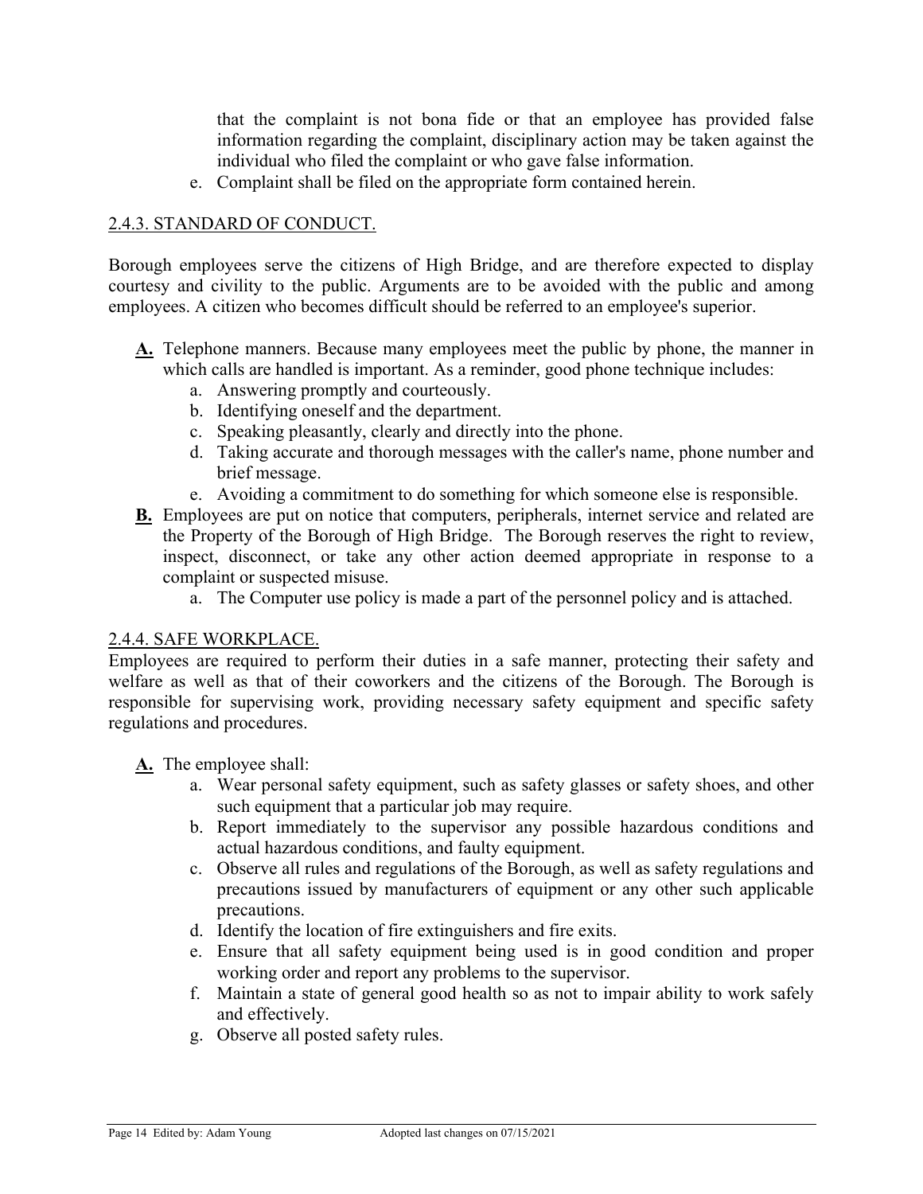that the complaint is not bona fide or that an employee has provided false information regarding the complaint, disciplinary action may be taken against the individual who filed the complaint or who gave false information.

e. Complaint shall be filed on the appropriate form contained herein.

<u>2.4.3. STANDARD OF CONDUCT.</u>

Borough employees serve the citizens of High Bridge, and are therefore expected to display courtesy and civility to the public. Arguments are to be avoided with the public and among employees. A citizen who becomes difficult should be referred to an employee's superior.

**A.** Telephone manners. Because many employees meet the public by phone, the manner in which calls are handled is important. As a reminder, good phone technique includes:

   a. Answering promptly and courteously.
   b. Identifying oneself and the department.
   c. Speaking pleasantly, clearly and directly into the phone.
   d. Taking accurate and thorough messages with the caller's name, phone number and brief message.
   e. Avoiding a commitment to do something for which someone else is responsible.

**B.** Employees are put on notice that computers, peripherals, internet service and related are the Property of the Borough of High Bridge. The Borough reserves the right to review, inspect, disconnect, or take any other action deemed appropriate in response to a complaint or suspected misuse.

   a. The Computer use policy is made a part of the personnel policy and is attached.

<u>2.4.4. SAFE WORKPLACE.</u>

Employees are required to perform their duties in a safe manner, protecting their safety and welfare as well as that of their coworkers and the citizens of the Borough. The Borough is responsible for supervising work, providing necessary safety equipment and specific safety regulations and procedures.

**A.** The employee shall:

   a. Wear personal safety equipment, such as safety glasses or safety shoes, and other such equipment that a particular job may require.
   b. Report immediately to the supervisor any possible hazardous conditions and actual hazardous conditions, and faulty equipment.
   c. Observe all rules and regulations of the Borough, as well as safety regulations and precautions issued by manufacturers of equipment or any other such applicable precautions.
   d. Identify the location of fire extinguishers and fire exits.
   e. Ensure that all safety equipment being used is in good condition and proper working order and report any problems to the supervisor.
   f. Maintain a state of general good health so as not to impair ability to work safely and effectively.
   g. Observe all posted safety rules.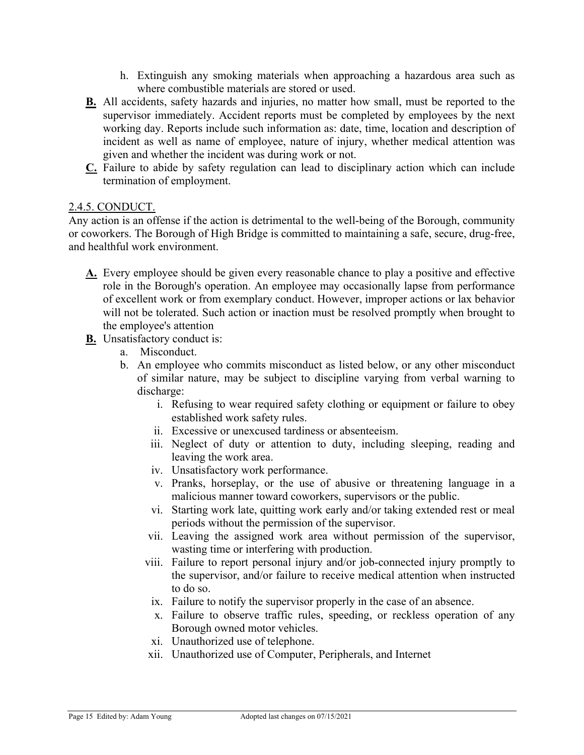h. Extinguish any smoking materials when approaching a hazardous area such as where combustible materials are stored or used.

**B.** All accidents, safety hazards and injuries, no matter how small, must be reported to the supervisor immediately. Accident reports must be completed by employees by the next working day. Reports include such information as: date, time, location and description of incident as well as name of employee, nature of injury, whether medical attention was given and whether the incident was during work or not.

**C.** Failure to abide by safety regulation can lead to disciplinary action which can include termination of employment.

## 2.4.5. CONDUCT.

Any action is an offense if the action is detrimental to the well-being of the Borough, community or coworkers. The Borough of High Bridge is committed to maintaining a safe, secure, drug-free, and healthful work environment.

**A.** Every employee should be given every reasonable chance to play a positive and effective role in the Borough's operation. An employee may occasionally lapse from performance of excellent work or from exemplary conduct. However, improper actions or lax behavior will not be tolerated. Such action or inaction must be resolved promptly when brought to the employee's attention

**B.** Unsatisfactory conduct is:

a. Misconduct.

b. An employee who commits misconduct as listed below, or any other misconduct of similar nature, may be subject to discipline varying from verbal warning to discharge:

i. Refusing to wear required safety clothing or equipment or failure to obey established work safety rules.

ii. Excessive or unexcused tardiness or absenteeism.

iii. Neglect of duty or attention to duty, including sleeping, reading and leaving the work area.

iv. Unsatisfactory work performance.

v. Pranks, horseplay, or the use of abusive or threatening language in a malicious manner toward coworkers, supervisors or the public.

vi. Starting work late, quitting work early and/or taking extended rest or meal periods without the permission of the supervisor.

vii. Leaving the assigned work area without permission of the supervisor, wasting time or interfering with production.

viii. Failure to report personal injury and/or job-connected injury promptly to the supervisor, and/or failure to receive medical attention when instructed to do so.

ix. Failure to notify the supervisor properly in the case of an absence.

x. Failure to observe traffic rules, speeding, or reckless operation of any Borough owned motor vehicles.

xi. Unauthorized use of telephone.

xii. Unauthorized use of Computer, Peripherals, and Internet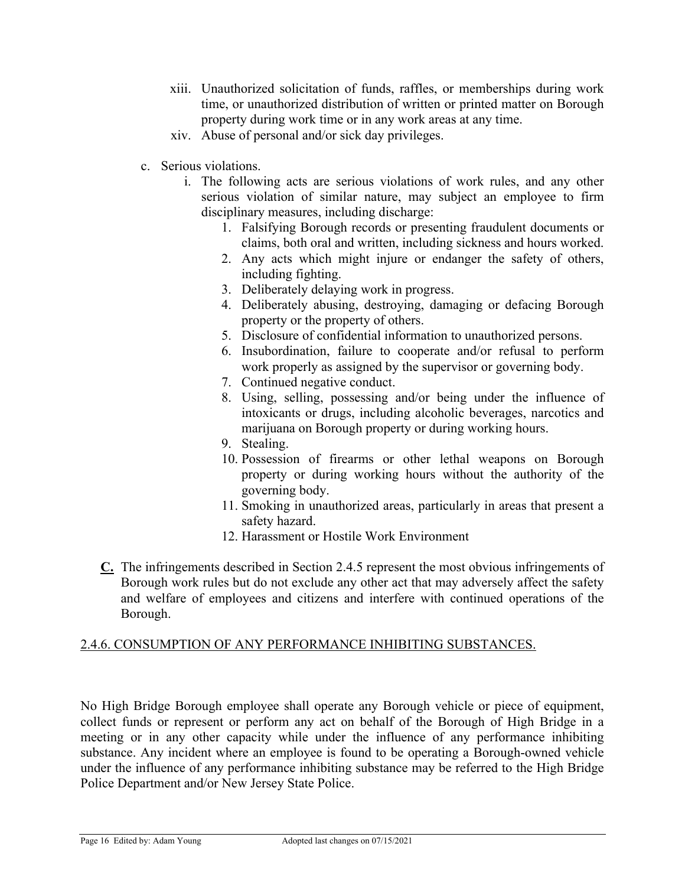xiii. Unauthorized solicitation of funds, raffles, or memberships during work time, or unauthorized distribution of written or printed matter on Borough property during work time or in any work areas at any time.

xiv. Abuse of personal and/or sick day privileges.

c. Serious violations.

i. The following acts are serious violations of work rules, and any other serious violation of similar nature, may subject an employee to firm disciplinary measures, including discharge:

1. Falsifying Borough records or presenting fraudulent documents or claims, both oral and written, including sickness and hours worked.
2. Any acts which might injure or endanger the safety of others, including fighting.
3. Deliberately delaying work in progress.
4. Deliberately abusing, destroying, damaging or defacing Borough property or the property of others.
5. Disclosure of confidential information to unauthorized persons.
6. Insubordination, failure to cooperate and/or refusal to perform work properly as assigned by the supervisor or governing body.
7. Continued negative conduct.
8. Using, selling, possessing and/or being under the influence of intoxicants or drugs, including alcoholic beverages, narcotics and marijuana on Borough property or during working hours.
9. Stealing.
10. Possession of firearms or other lethal weapons on Borough property or during working hours without the authority of the governing body.
11. Smoking in unauthorized areas, particularly in areas that present a safety hazard.
12. Harassment or Hostile Work Environment

**C.** The infringements described in Section 2.4.5 represent the most obvious infringements of Borough work rules but do not exclude any other act that may adversely affect the safety and welfare of employees and citizens and interfere with continued operations of the Borough.

## 2.4.6. CONSUMPTION OF ANY PERFORMANCE INHIBITING SUBSTANCES.

No High Bridge Borough employee shall operate any Borough vehicle or piece of equipment, collect funds or represent or perform any act on behalf of the Borough of High Bridge in a meeting or in any other capacity while under the influence of any performance inhibiting substance. Any incident where an employee is found to be operating a Borough-owned vehicle under the influence of any performance inhibiting substance may be referred to the High Bridge Police Department and/or New Jersey State Police.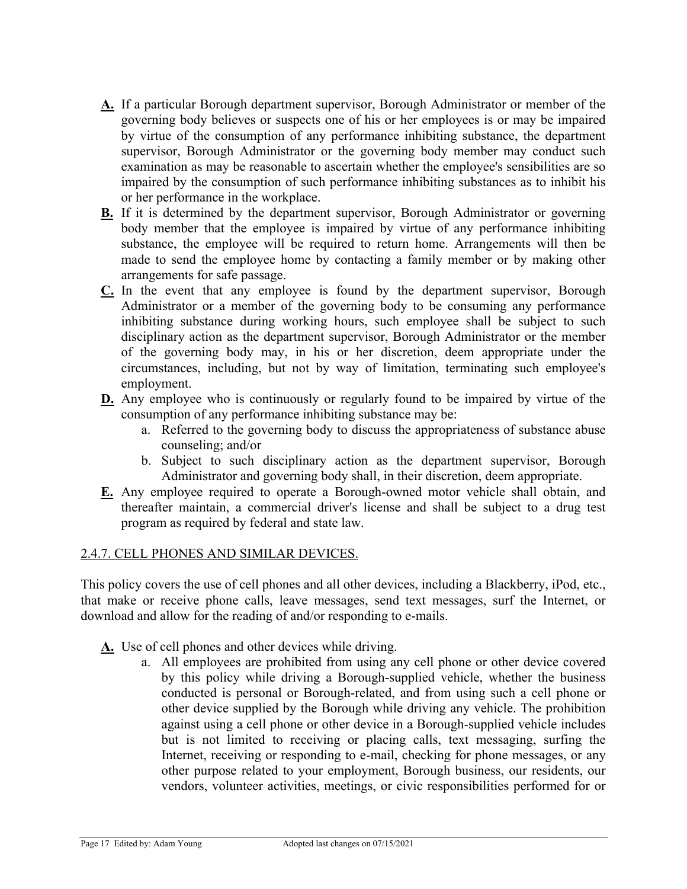**A.** If a particular Borough department supervisor, Borough Administrator or member of the governing body believes or suspects one of his or her employees is or may be impaired by virtue of the consumption of any performance inhibiting substance, the department supervisor, Borough Administrator or the governing body member may conduct such examination as may be reasonable to ascertain whether the employee's sensibilities are so impaired by the consumption of such performance inhibiting substances as to inhibit his or her performance in the workplace.

**B.** If it is determined by the department supervisor, Borough Administrator or governing body member that the employee is impaired by virtue of any performance inhibiting substance, the employee will be required to return home. Arrangements will then be made to send the employee home by contacting a family member or by making other arrangements for safe passage.

**C.** In the event that any employee is found by the department supervisor, Borough Administrator or a member of the governing body to be consuming any performance inhibiting substance during working hours, such employee shall be subject to such disciplinary action as the department supervisor, Borough Administrator or the member of the governing body may, in his or her discretion, deem appropriate under the circumstances, including, but not by way of limitation, terminating such employee's employment.

**D.** Any employee who is continuously or regularly found to be impaired by virtue of the consumption of any performance inhibiting substance may be:

a. Referred to the governing body to discuss the appropriateness of substance abuse counseling; and/or

b. Subject to such disciplinary action as the department supervisor, Borough Administrator and governing body shall, in their discretion, deem appropriate.

**E.** Any employee required to operate a Borough-owned motor vehicle shall obtain, and thereafter maintain, a commercial driver's license and shall be subject to a drug test program as required by federal and state law.

## 2.4.7. CELL PHONES AND SIMILAR DEVICES.

This policy covers the use of cell phones and all other devices, including a Blackberry, iPod, etc., that make or receive phone calls, leave messages, send text messages, surf the Internet, or download and allow for the reading of and/or responding to e-mails.

**A.** Use of cell phones and other devices while driving.

a. All employees are prohibited from using any cell phone or other device covered by this policy while driving a Borough-supplied vehicle, whether the business conducted is personal or Borough-related, and from using such a cell phone or other device supplied by the Borough while driving any vehicle. The prohibition against using a cell phone or other device in a Borough-supplied vehicle includes but is not limited to receiving or placing calls, text messaging, surfing the Internet, receiving or responding to e-mail, checking for phone messages, or any other purpose related to your employment, Borough business, our residents, our vendors, volunteer activities, meetings, or civic responsibilities performed for or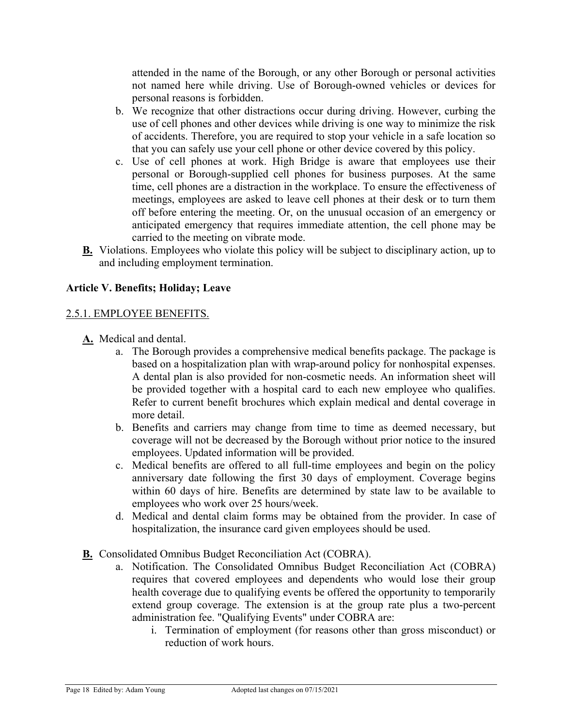attended in the name of the Borough, or any other Borough or personal activities not named here while driving. Use of Borough-owned vehicles or devices for personal reasons is forbidden.

   b. We recognize that other distractions occur during driving. However, curbing the use of cell phones and other devices while driving is one way to minimize the risk of accidents. Therefore, you are required to stop your vehicle in a safe location so that you can safely use your cell phone or other device covered by this policy.
   c. Use of cell phones at work. High Bridge is aware that employees use their personal or Borough-supplied cell phones for business purposes. At the same time, cell phones are a distraction in the workplace. To ensure the effectiveness of meetings, employees are asked to leave cell phones at their desk or to turn them off before entering the meeting. Or, on the unusual occasion of an emergency or anticipated emergency that requires immediate attention, the cell phone may be carried to the meeting on vibrate mode.

**B.** Violations. Employees who violate this policy will be subject to disciplinary action, up to and including employment termination.

## Article V. Benefits; Holiday; Leave

### 2.5.1. EMPLOYEE BENEFITS.

**A.** Medical and dental.

   a. The Borough provides a comprehensive medical benefits package. The package is based on a hospitalization plan with wrap-around policy for nonhospital expenses. A dental plan is also provided for non-cosmetic needs. An information sheet will be provided together with a hospital card to each new employee who qualifies. Refer to current benefit brochures which explain medical and dental coverage in more detail.
   b. Benefits and carriers may change from time to time as deemed necessary, but coverage will not be decreased by the Borough without prior notice to the insured employees. Updated information will be provided.
   c. Medical benefits are offered to all full-time employees and begin on the policy anniversary date following the first 30 days of employment. Coverage begins within 60 days of hire. Benefits are determined by state law to be available to employees who work over 25 hours/week.
   d. Medical and dental claim forms may be obtained from the provider. In case of hospitalization, the insurance card given employees should be used.

**B.** Consolidated Omnibus Budget Reconciliation Act (COBRA).

   a. Notification. The Consolidated Omnibus Budget Reconciliation Act (COBRA) requires that covered employees and dependents who would lose their group health coverage due to qualifying events be offered the opportunity to temporarily extend group coverage. The extension is at the group rate plus a two-percent administration fee. "Qualifying Events" under COBRA are:
      i. Termination of employment (for reasons other than gross misconduct) or reduction of work hours.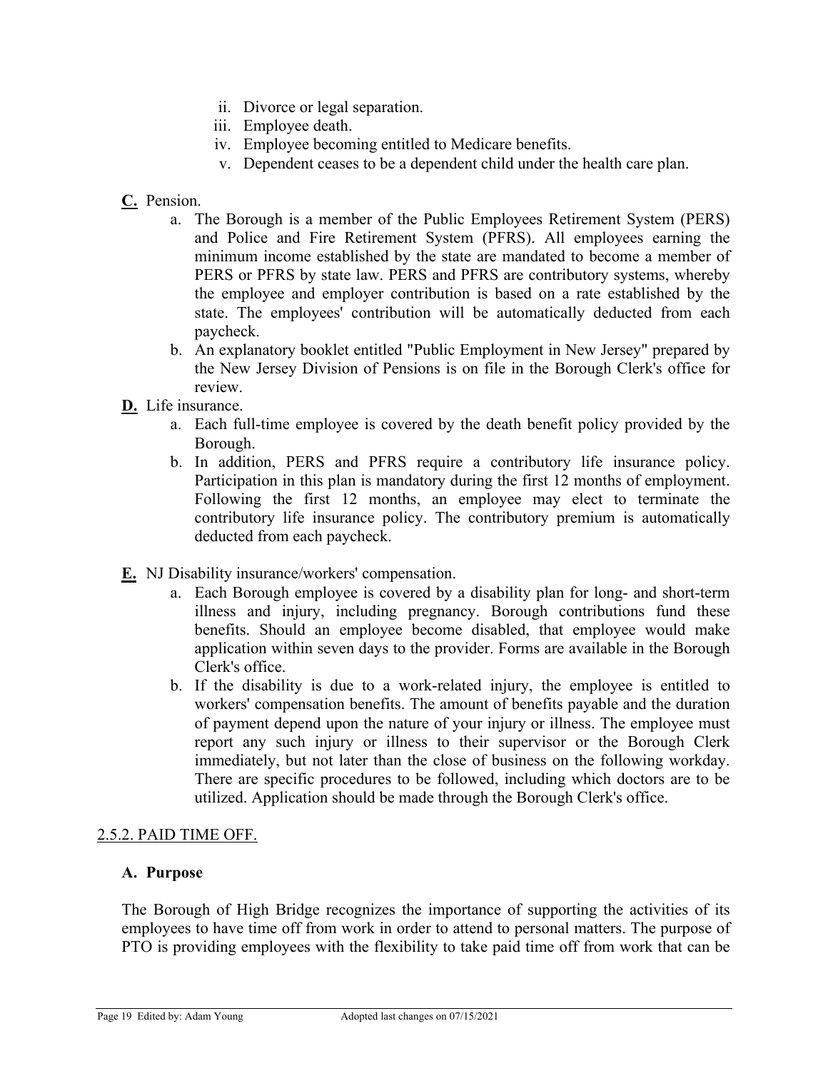ii. Divorce or legal separation.
iii. Employee death.
iv. Employee becoming entitled to Medicare benefits.
v. Dependent ceases to be a dependent child under the health care plan.

**C.** Pension.

a. The Borough is a member of the Public Employees Retirement System (PERS) and Police and Fire Retirement System (PFRS). All employees earning the minimum income established by the state are mandated to become a member of PERS or PFRS by state law. PERS and PFRS are contributory systems, whereby the employee and employer contribution is based on a rate established by the state. The employees' contribution will be automatically deducted from each paycheck.
b. An explanatory booklet entitled "Public Employment in New Jersey" prepared by the New Jersey Division of Pensions is on file in the Borough Clerk's office for review.

**D.** Life insurance.

a. Each full-time employee is covered by the death benefit policy provided by the Borough.
b. In addition, PERS and PFRS require a contributory life insurance policy. Participation in this plan is mandatory during the first 12 months of employment. Following the first 12 months, an employee may elect to terminate the contributory life insurance policy. The contributory premium is automatically deducted from each paycheck.

**E.** NJ Disability insurance/workers' compensation.

a. Each Borough employee is covered by a disability plan for long- and short-term illness and injury, including pregnancy. Borough contributions fund these benefits. Should an employee become disabled, that employee would make application within seven days to the provider. Forms are available in the Borough Clerk's office.
b. If the disability is due to a work-related injury, the employee is entitled to workers' compensation benefits. The amount of benefits payable and the duration of payment depend upon the nature of your injury or illness. The employee must report any such injury or illness to their supervisor or the Borough Clerk immediately, but not later than the close of business on the following workday. There are specific procedures to be followed, including which doctors are to be utilized. Application should be made through the Borough Clerk's office.

## 2.5.2. PAID TIME OFF.

### A. Purpose

The Borough of High Bridge recognizes the importance of supporting the activities of its employees to have time off from work in order to attend to personal matters. The purpose of PTO is providing employees with the flexibility to take paid time off from work that can be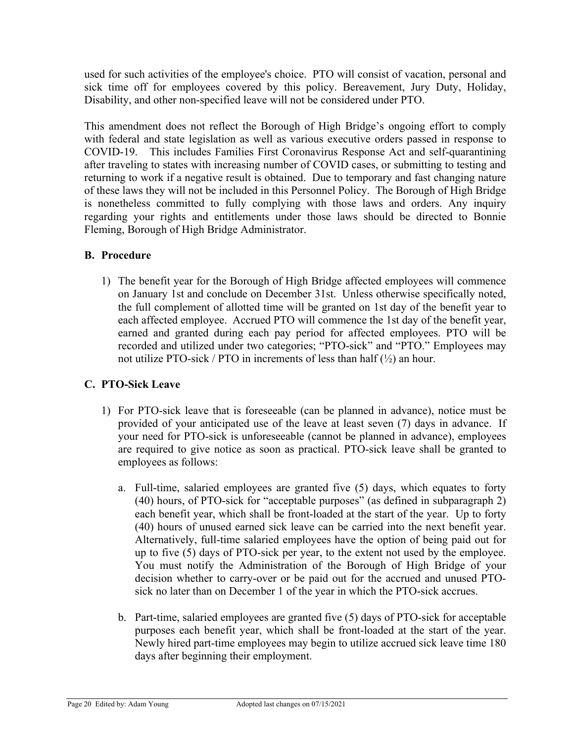used for such activities of the employee's choice. PTO will consist of vacation, personal and sick time off for employees covered by this policy. Bereavement, Jury Duty, Holiday, Disability, and other non-specified leave will not be considered under PTO.

This amendment does not reflect the Borough of High Bridge's ongoing effort to comply with federal and state legislation as well as various executive orders passed in response to COVID-19. This includes Families First Coronavirus Response Act and self-quarantining after traveling to states with increasing number of COVID cases, or submitting to testing and returning to work if a negative result is obtained. Due to temporary and fast changing nature of these laws they will not be included in this Personnel Policy. The Borough of High Bridge is nonetheless committed to fully complying with those laws and orders. Any inquiry regarding your rights and entitlements under those laws should be directed to Bonnie Fleming, Borough of High Bridge Administrator.

### B. Procedure

1) The benefit year for the Borough of High Bridge affected employees will commence on January 1st and conclude on December 31st. Unless otherwise specifically noted, the full complement of allotted time will be granted on 1st day of the benefit year to each affected employee. Accrued PTO will commence the 1st day of the benefit year, earned and granted during each pay period for affected employees. PTO will be recorded and utilized under two categories; "PTO-sick" and "PTO." Employees may not utilize PTO-sick / PTO in increments of less than half (½) an hour.

### C. PTO-Sick Leave

1) For PTO-sick leave that is foreseeable (can be planned in advance), notice must be provided of your anticipated use of the leave at least seven (7) days in advance. If your need for PTO-sick is unforeseeable (cannot be planned in advance), employees are required to give notice as soon as practical. PTO-sick leave shall be granted to employees as follows:

   a. Full-time, salaried employees are granted five (5) days, which equates to forty (40) hours, of PTO-sick for "acceptable purposes" (as defined in subparagraph 2) each benefit year, which shall be front-loaded at the start of the year. Up to forty (40) hours of unused earned sick leave can be carried into the next benefit year. Alternatively, full-time salaried employees have the option of being paid out for up to five (5) days of PTO-sick per year, to the extent not used by the employee. You must notify the Administration of the Borough of High Bridge of your decision whether to carry-over or be paid out for the accrued and unused PTO-sick no later than on December 1 of the year in which the PTO-sick accrues.

   b. Part-time, salaried employees are granted five (5) days of PTO-sick for acceptable purposes each benefit year, which shall be front-loaded at the start of the year. Newly hired part-time employees may begin to utilize accrued sick leave time 180 days after beginning their employment.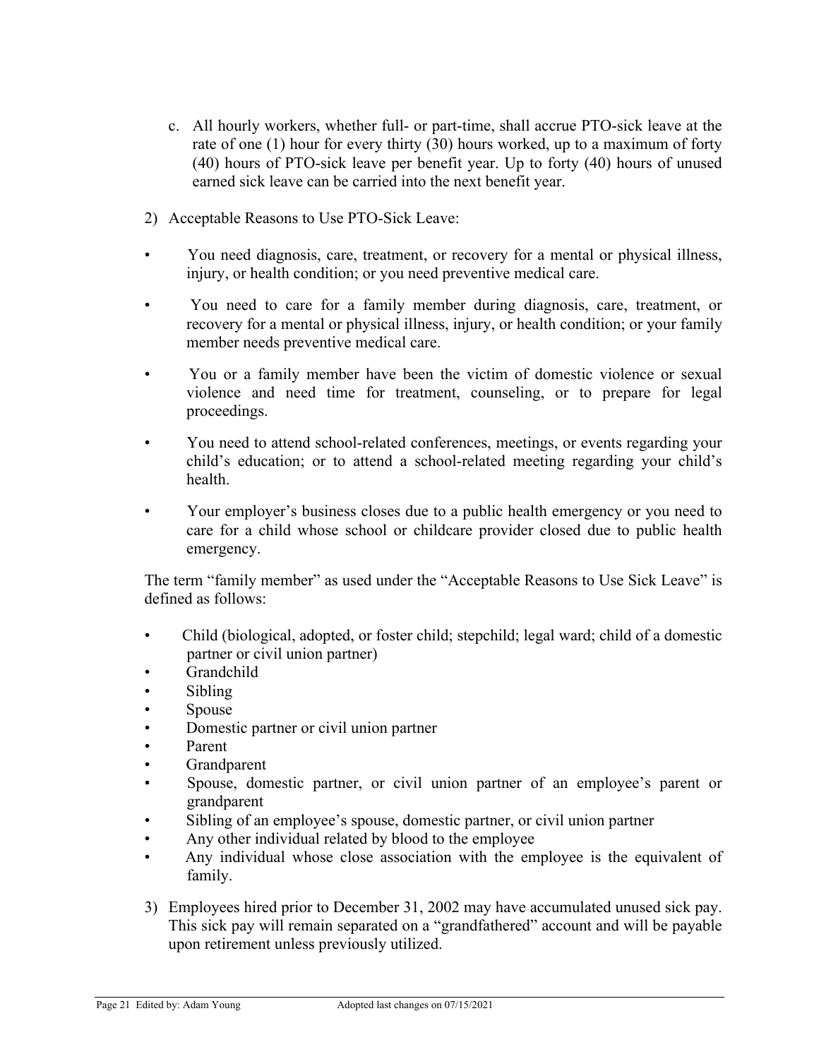c. All hourly workers, whether full- or part-time, shall accrue PTO-sick leave at the rate of one (1) hour for every thirty (30) hours worked, up to a maximum of forty (40) hours of PTO-sick leave per benefit year. Up to forty (40) hours of unused earned sick leave can be carried into the next benefit year.

2) Acceptable Reasons to Use PTO-Sick Leave:

- You need diagnosis, care, treatment, or recovery for a mental or physical illness, injury, or health condition; or you need preventive medical care.
- You need to care for a family member during diagnosis, care, treatment, or recovery for a mental or physical illness, injury, or health condition; or your family member needs preventive medical care.
- You or a family member have been the victim of domestic violence or sexual violence and need time for treatment, counseling, or to prepare for legal proceedings.
- You need to attend school-related conferences, meetings, or events regarding your child's education; or to attend a school-related meeting regarding your child's health.
- Your employer's business closes due to a public health emergency or you need to care for a child whose school or childcare provider closed due to public health emergency.

The term "family member" as used under the "Acceptable Reasons to Use Sick Leave" is defined as follows:

- Child (biological, adopted, or foster child; stepchild; legal ward; child of a domestic partner or civil union partner)
- Grandchild
- Sibling
- Spouse
- Domestic partner or civil union partner
- Parent
- Grandparent
- Spouse, domestic partner, or civil union partner of an employee's parent or grandparent
- Sibling of an employee's spouse, domestic partner, or civil union partner
- Any other individual related by blood to the employee
- Any individual whose close association with the employee is the equivalent of family.

3) Employees hired prior to December 31, 2002 may have accumulated unused sick pay. This sick pay will remain separated on a "grandfathered" account and will be payable upon retirement unless previously utilized.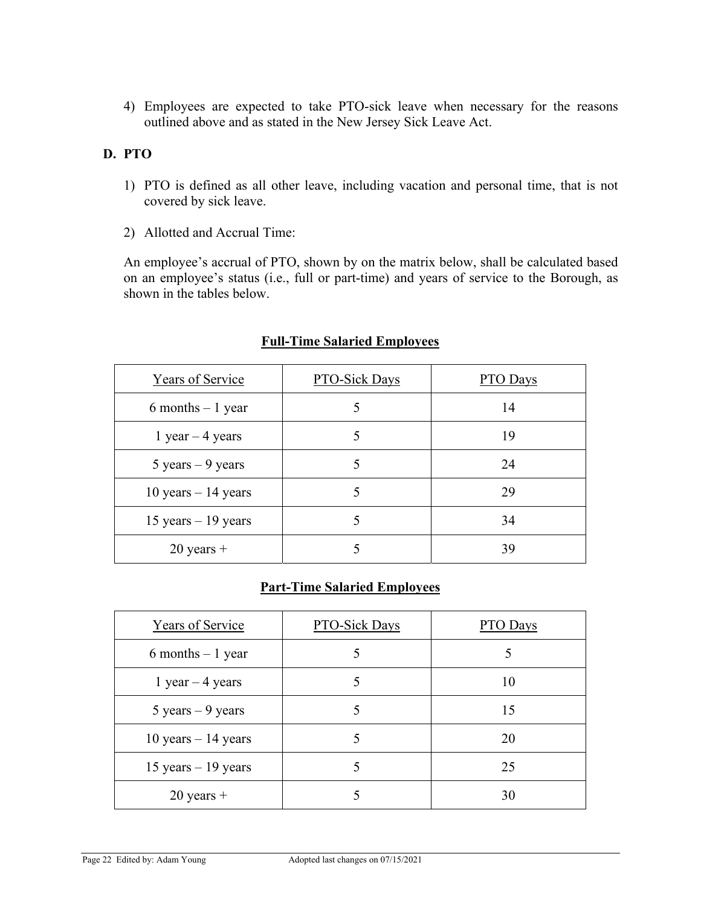4) Employees are expected to take PTO-sick leave when necessary for the reasons outlined above and as stated in the New Jersey Sick Leave Act.

## D. PTO

1) PTO is defined as all other leave, including vacation and personal time, that is not covered by sick leave.

2) Allotted and Accrual Time:

An employee's accrual of PTO, shown by on the matrix below, shall be calculated based on an employee's status (i.e., full or part-time) and years of service to the Borough, as shown in the tables below.

**Full-Time Salaried Employees**

| Years of Service | PTO-Sick Days | PTO Days |
|---|---|---|
| 6 months – 1 year | 5 | 14 |
| 1 year – 4 years | 5 | 19 |
| 5 years – 9 years | 5 | 24 |
| 10 years – 14 years | 5 | 29 |
| 15 years – 19 years | 5 | 34 |
| 20 years + | 5 | 39 |

**Part-Time Salaried Employees**

| Years of Service | PTO-Sick Days | PTO Days |
|---|---|---|
| 6 months – 1 year | 5 | 5 |
| 1 year – 4 years | 5 | 10 |
| 5 years – 9 years | 5 | 15 |
| 10 years – 14 years | 5 | 20 |
| 15 years – 19 years | 5 | 25 |
| 20 years + | 5 | 30 |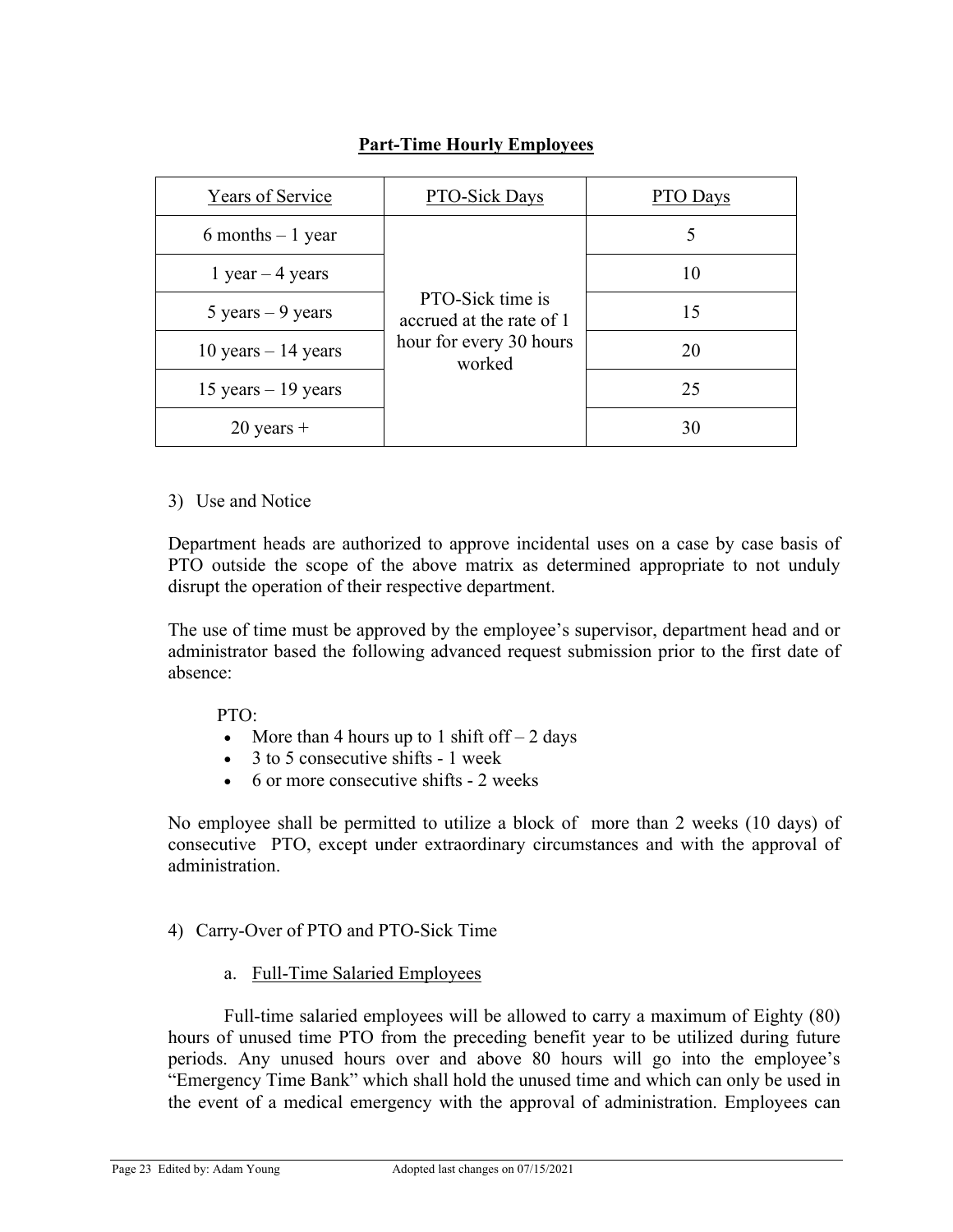**Part-Time Hourly Employees**

| Years of Service | PTO-Sick Days | PTO Days |
|---|---|---|
| 6 months – 1 year | PTO-Sick time is accrued at the rate of 1 hour for every 30 hours worked | 5 |
| 1 year – 4 years | | 10 |
| 5 years – 9 years | | 15 |
| 10 years – 14 years | | 20 |
| 15 years – 19 years | | 25 |
| 20 years + | | 30 |

3) Use and Notice

Department heads are authorized to approve incidental uses on a case by case basis of PTO outside the scope of the above matrix as determined appropriate to not unduly disrupt the operation of their respective department.

The use of time must be approved by the employee's supervisor, department head and or administrator based the following advanced request submission prior to the first date of absence:

PTO:

- More than 4 hours up to 1 shift off – 2 days
- 3 to 5 consecutive shifts - 1 week
- 6 or more consecutive shifts - 2 weeks

No employee shall be permitted to utilize a block of more than 2 weeks (10 days) of consecutive PTO, except under extraordinary circumstances and with the approval of administration.

4) Carry-Over of PTO and PTO-Sick Time

a. Full-Time Salaried Employees

Full-time salaried employees will be allowed to carry a maximum of Eighty (80) hours of unused time PTO from the preceding benefit year to be utilized during future periods. Any unused hours over and above 80 hours will go into the employee's "Emergency Time Bank" which shall hold the unused time and which can only be used in the event of a medical emergency with the approval of administration. Employees can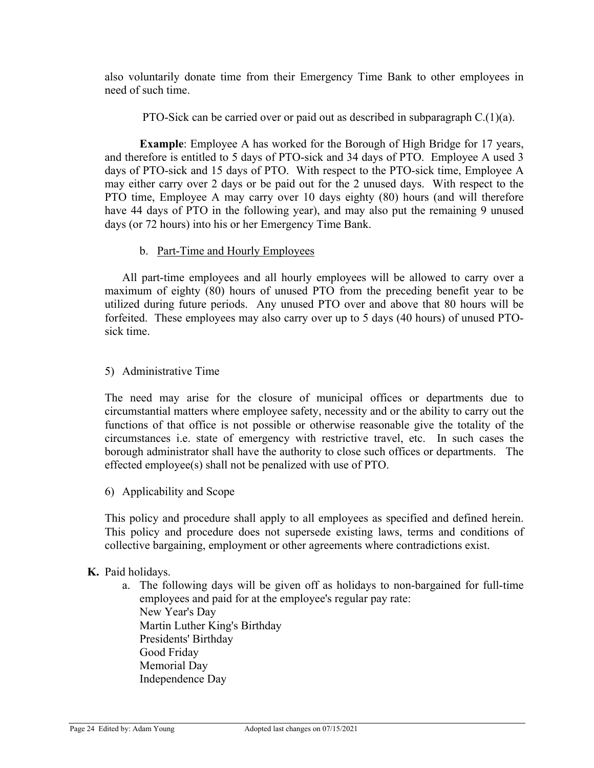also voluntarily donate time from their Emergency Time Bank to other employees in need of such time.

PTO-Sick can be carried over or paid out as described in subparagraph C.(1)(a).

**Example**: Employee A has worked for the Borough of High Bridge for 17 years, and therefore is entitled to 5 days of PTO-sick and 34 days of PTO. Employee A used 3 days of PTO-sick and 15 days of PTO. With respect to the PTO-sick time, Employee A may either carry over 2 days or be paid out for the 2 unused days. With respect to the PTO time, Employee A may carry over 10 days eighty (80) hours (and will therefore have 44 days of PTO in the following year), and may also put the remaining 9 unused days (or 72 hours) into his or her Emergency Time Bank.

b. Part-Time and Hourly Employees

All part-time employees and all hourly employees will be allowed to carry over a maximum of eighty (80) hours of unused PTO from the preceding benefit year to be utilized during future periods. Any unused PTO over and above that 80 hours will be forfeited. These employees may also carry over up to 5 days (40 hours) of unused PTO-sick time.

5) Administrative Time

The need may arise for the closure of municipal offices or departments due to circumstantial matters where employee safety, necessity and or the ability to carry out the functions of that office is not possible or otherwise reasonable give the totality of the circumstances i.e. state of emergency with restrictive travel, etc. In such cases the borough administrator shall have the authority to close such offices or departments. The effected employee(s) shall not be penalized with use of PTO.

6) Applicability and Scope

This policy and procedure shall apply to all employees as specified and defined herein. This policy and procedure does not supersede existing laws, terms and conditions of collective bargaining, employment or other agreements where contradictions exist.

**K.** Paid holidays.

a. The following days will be given off as holidays to non-bargained for full-time employees and paid for at the employee's regular pay rate:
New Year's Day
Martin Luther King's Birthday
Presidents' Birthday
Good Friday
Memorial Day
Independence Day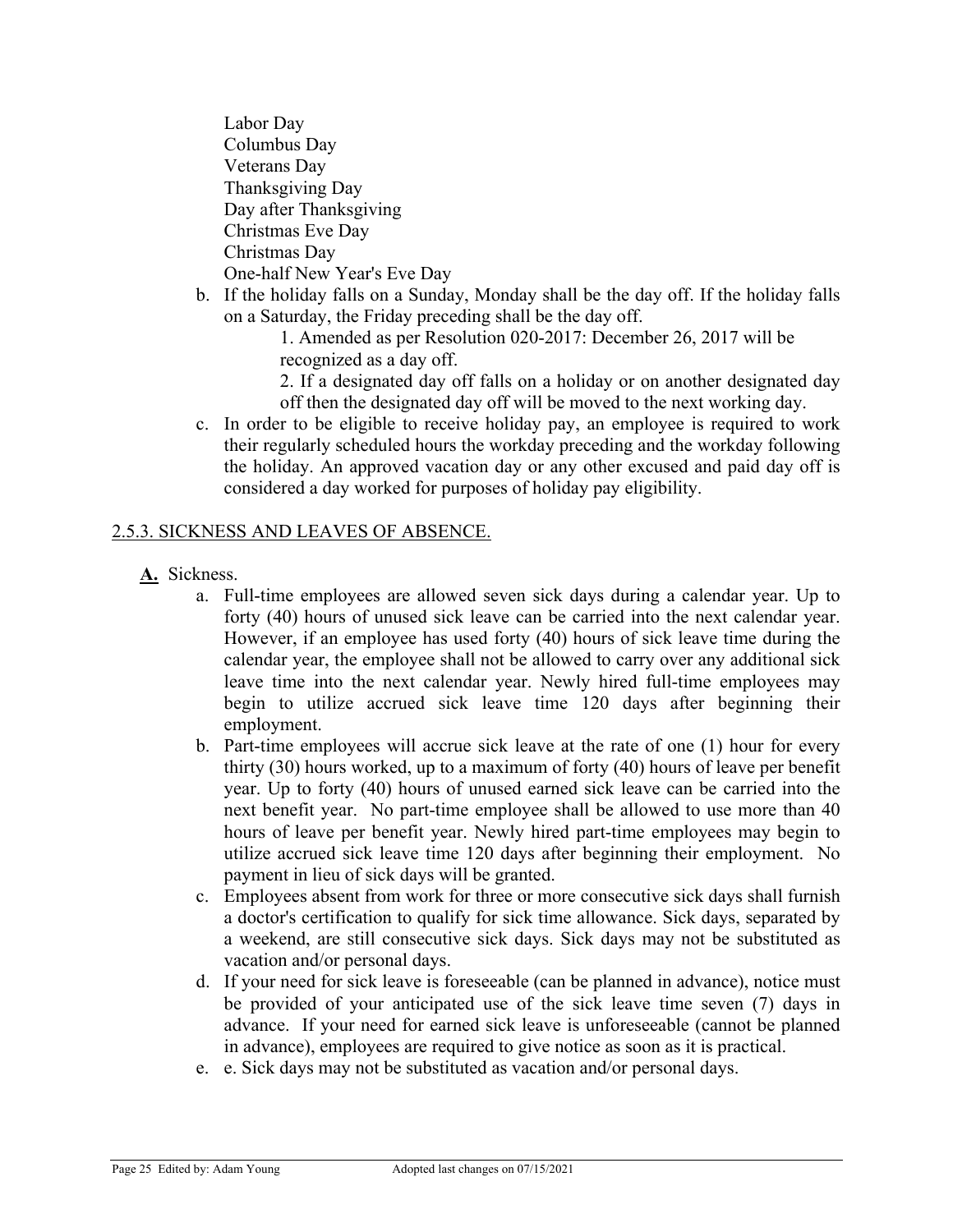Labor Day
Columbus Day
Veterans Day
Thanksgiving Day
Day after Thanksgiving
Christmas Eve Day
Christmas Day
One-half New Year's Eve Day

b. If the holiday falls on a Sunday, Monday shall be the day off. If the holiday falls on a Saturday, the Friday preceding shall be the day off.
    1. Amended as per Resolution 020-2017: December 26, 2017 will be recognized as a day off.
    2. If a designated day off falls on a holiday or on another designated day off then the designated day off will be moved to the next working day.

c. In order to be eligible to receive holiday pay, an employee is required to work their regularly scheduled hours the workday preceding and the workday following the holiday. An approved vacation day or any other excused and paid day off is considered a day worked for purposes of holiday pay eligibility.

## 2.5.3. SICKNESS AND LEAVES OF ABSENCE.

**A.** Sickness.

a. Full-time employees are allowed seven sick days during a calendar year. Up to forty (40) hours of unused sick leave can be carried into the next calendar year. However, if an employee has used forty (40) hours of sick leave time during the calendar year, the employee shall not be allowed to carry over any additional sick leave time into the next calendar year. Newly hired full-time employees may begin to utilize accrued sick leave time 120 days after beginning their employment.

b. Part-time employees will accrue sick leave at the rate of one (1) hour for every thirty (30) hours worked, up to a maximum of forty (40) hours of leave per benefit year. Up to forty (40) hours of unused earned sick leave can be carried into the next benefit year. No part-time employee shall be allowed to use more than 40 hours of leave per benefit year. Newly hired part-time employees may begin to utilize accrued sick leave time 120 days after beginning their employment. No payment in lieu of sick days will be granted.

c. Employees absent from work for three or more consecutive sick days shall furnish a doctor's certification to qualify for sick time allowance. Sick days, separated by a weekend, are still consecutive sick days. Sick days may not be substituted as vacation and/or personal days.

d. If your need for sick leave is foreseeable (can be planned in advance), notice must be provided of your anticipated use of the sick leave time seven (7) days in advance. If your need for earned sick leave is unforeseeable (cannot be planned in advance), employees are required to give notice as soon as it is practical.

e. e. Sick days may not be substituted as vacation and/or personal days.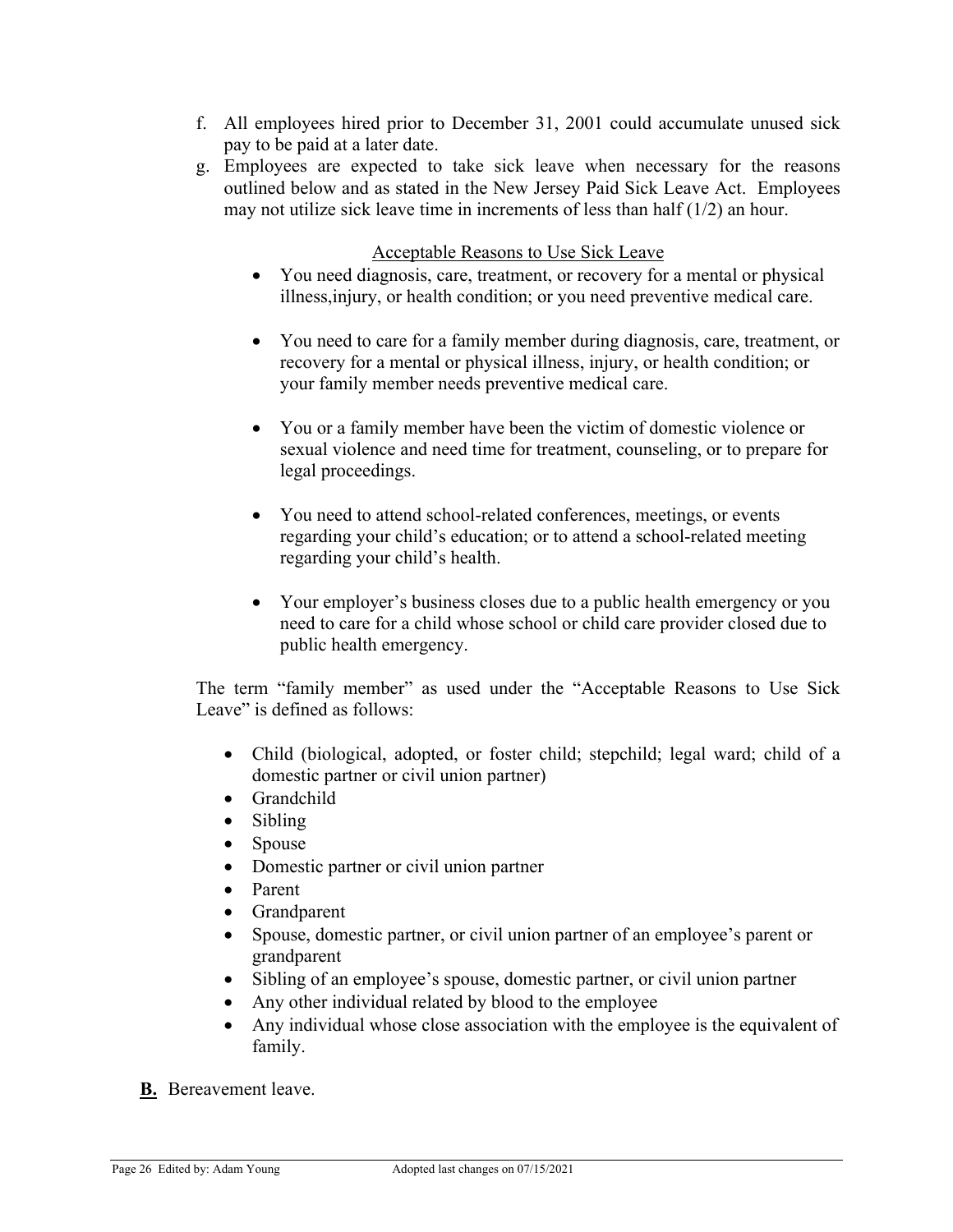f. All employees hired prior to December 31, 2001 could accumulate unused sick pay to be paid at a later date.
g. Employees are expected to take sick leave when necessary for the reasons outlined below and as stated in the New Jersey Paid Sick Leave Act. Employees may not utilize sick leave time in increments of less than half (1/2) an hour.

<u>Acceptable Reasons to Use Sick Leave</u>

- You need diagnosis, care, treatment, or recovery for a mental or physical illness,injury, or health condition; or you need preventive medical care.
- You need to care for a family member during diagnosis, care, treatment, or recovery for a mental or physical illness, injury, or health condition; or your family member needs preventive medical care.
- You or a family member have been the victim of domestic violence or sexual violence and need time for treatment, counseling, or to prepare for legal proceedings.
- You need to attend school-related conferences, meetings, or events regarding your child's education; or to attend a school-related meeting regarding your child's health.
- Your employer's business closes due to a public health emergency or you need to care for a child whose school or child care provider closed due to public health emergency.

The term "family member" as used under the "Acceptable Reasons to Use Sick Leave" is defined as follows:

- Child (biological, adopted, or foster child; stepchild; legal ward; child of a domestic partner or civil union partner)
- Grandchild
- Sibling
- Spouse
- Domestic partner or civil union partner
- Parent
- Grandparent
- Spouse, domestic partner, or civil union partner of an employee's parent or grandparent
- Sibling of an employee's spouse, domestic partner, or civil union partner
- Any other individual related by blood to the employee
- Any individual whose close association with the employee is the equivalent of family.

**B.** Bereavement leave.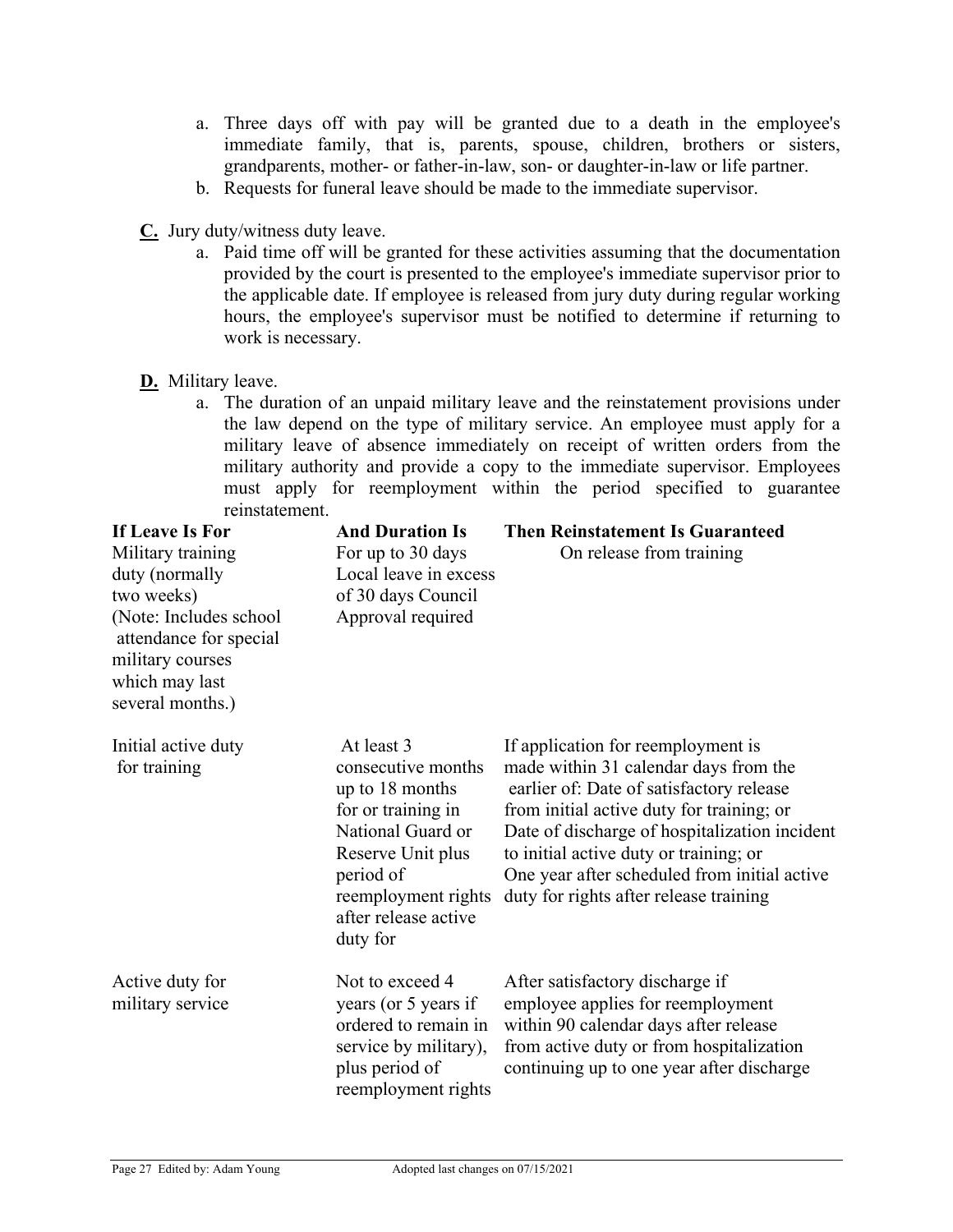a. Three days off with pay will be granted due to a death in the employee's immediate family, that is, parents, spouse, children, brothers or sisters, grandparents, mother- or father-in-law, son- or daughter-in-law or life partner.
b. Requests for funeral leave should be made to the immediate supervisor.

**C.** Jury duty/witness duty leave.

a. Paid time off will be granted for these activities assuming that the documentation provided by the court is presented to the employee's immediate supervisor prior to the applicable date. If employee is released from jury duty during regular working hours, the employee's supervisor must be notified to determine if returning to work is necessary.

**D.** Military leave.

a. The duration of an unpaid military leave and the reinstatement provisions under the law depend on the type of military service. An employee must apply for a military leave of absence immediately on receipt of written orders from the military authority and provide a copy to the immediate supervisor. Employees must apply for reemployment within the period specified to guarantee reinstatement.

| If Leave Is For | And Duration Is | Then Reinstatement Is Guaranteed |
|---|---|---|
| Military training duty (normally two weeks) (Note: Includes school attendance for special military courses which may last several months.) | For up to 30 days Local leave in excess of 30 days Council Approval required | On release from training |
| Initial active duty for training | At least 3 consecutive months up to 18 months for or training in National Guard or Reserve Unit plus period of reemployment rights after release active duty for | If application for reemployment is made within 31 calendar days from the earlier of: Date of satisfactory release from initial active duty for training; or Date of discharge of hospitalization incident to initial active duty or training; or One year after scheduled from initial active duty for rights after release training |
| Active duty for military service | Not to exceed 4 years (or 5 years if ordered to remain in service by military), plus period of reemployment rights | After satisfactory discharge if employee applies for reemployment within 90 calendar days after release from active duty or from hospitalization continuing up to one year after discharge |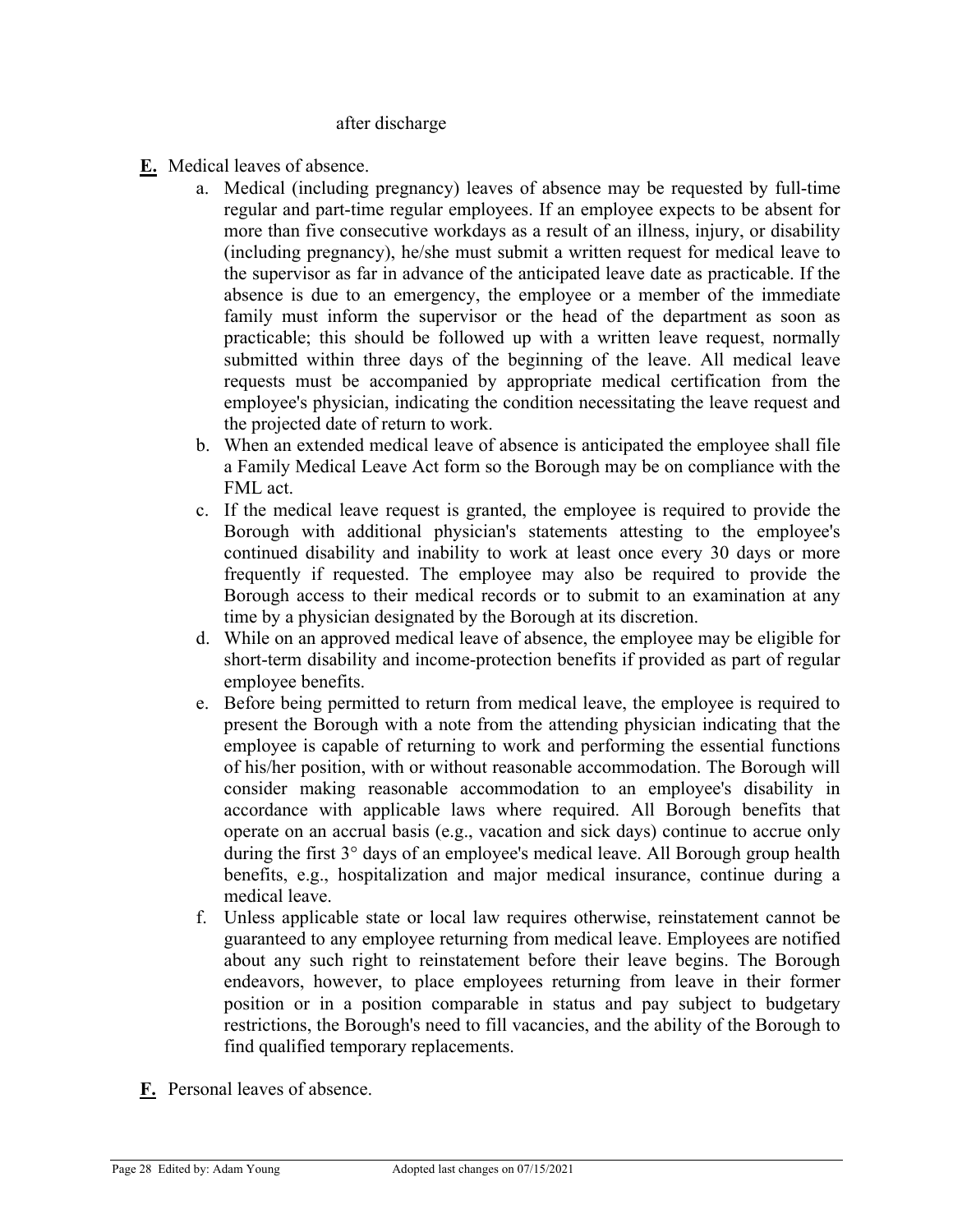after discharge

**E.** Medical leaves of absence.

a. Medical (including pregnancy) leaves of absence may be requested by full-time regular and part-time regular employees. If an employee expects to be absent for more than five consecutive workdays as a result of an illness, injury, or disability (including pregnancy), he/she must submit a written request for medical leave to the supervisor as far in advance of the anticipated leave date as practicable. If the absence is due to an emergency, the employee or a member of the immediate family must inform the supervisor or the head of the department as soon as practicable; this should be followed up with a written leave request, normally submitted within three days of the beginning of the leave. All medical leave requests must be accompanied by appropriate medical certification from the employee's physician, indicating the condition necessitating the leave request and the projected date of return to work.

b. When an extended medical leave of absence is anticipated the employee shall file a Family Medical Leave Act form so the Borough may be on compliance with the FML act.

c. If the medical leave request is granted, the employee is required to provide the Borough with additional physician's statements attesting to the employee's continued disability and inability to work at least once every 30 days or more frequently if requested. The employee may also be required to provide the Borough access to their medical records or to submit to an examination at any time by a physician designated by the Borough at its discretion.

d. While on an approved medical leave of absence, the employee may be eligible for short-term disability and income-protection benefits if provided as part of regular employee benefits.

e. Before being permitted to return from medical leave, the employee is required to present the Borough with a note from the attending physician indicating that the employee is capable of returning to work and performing the essential functions of his/her position, with or without reasonable accommodation. The Borough will consider making reasonable accommodation to an employee's disability in accordance with applicable laws where required. All Borough benefits that operate on an accrual basis (e.g., vacation and sick days) continue to accrue only during the first 3° days of an employee's medical leave. All Borough group health benefits, e.g., hospitalization and major medical insurance, continue during a medical leave.

f. Unless applicable state or local law requires otherwise, reinstatement cannot be guaranteed to any employee returning from medical leave. Employees are notified about any such right to reinstatement before their leave begins. The Borough endeavors, however, to place employees returning from leave in their former position or in a position comparable in status and pay subject to budgetary restrictions, the Borough's need to fill vacancies, and the ability of the Borough to find qualified temporary replacements.

**F.** Personal leaves of absence.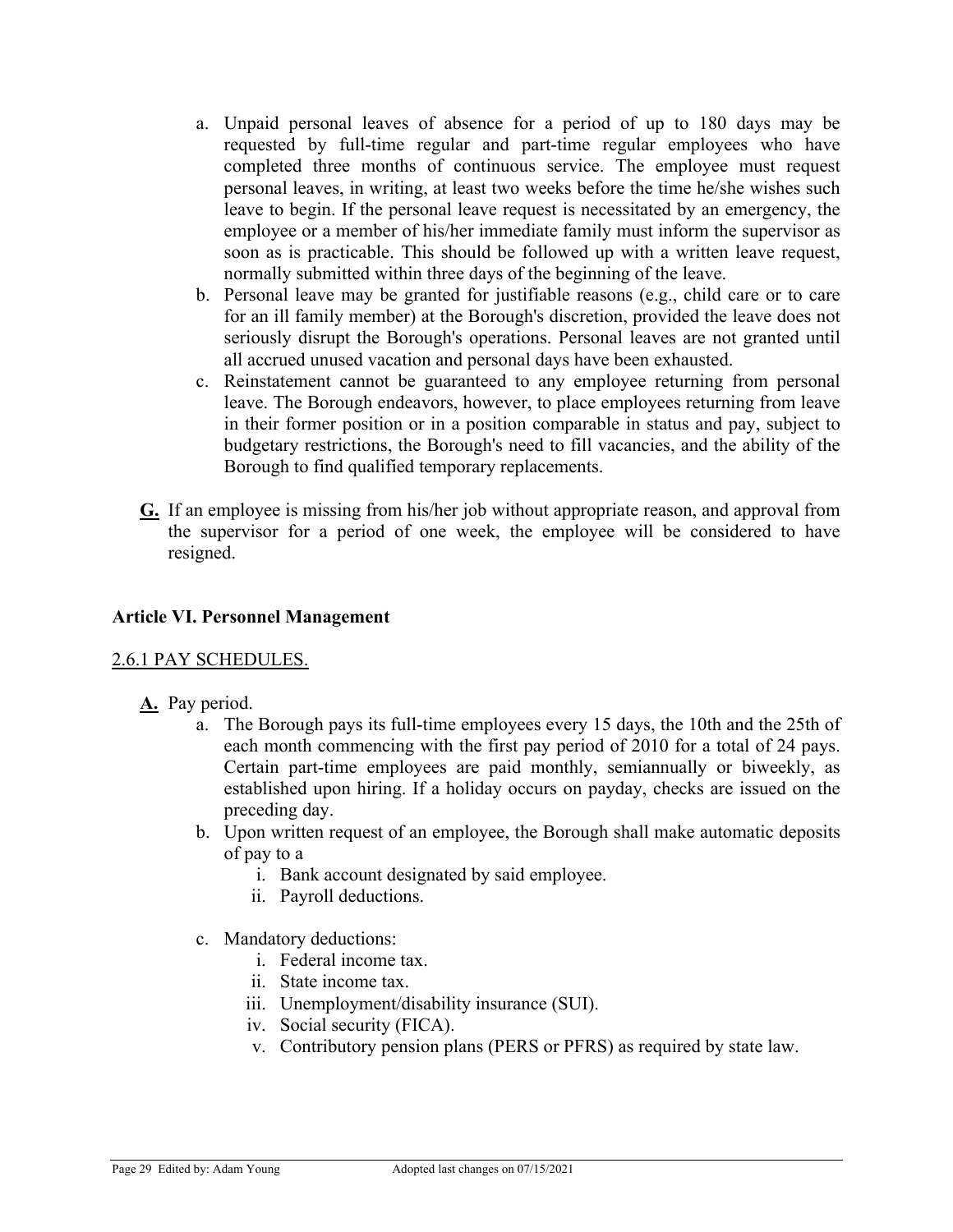a. Unpaid personal leaves of absence for a period of up to 180 days may be requested by full-time regular and part-time regular employees who have completed three months of continuous service. The employee must request personal leaves, in writing, at least two weeks before the time he/she wishes such leave to begin. If the personal leave request is necessitated by an emergency, the employee or a member of his/her immediate family must inform the supervisor as soon as is practicable. This should be followed up with a written leave request, normally submitted within three days of the beginning of the leave.
b. Personal leave may be granted for justifiable reasons (e.g., child care or to care for an ill family member) at the Borough's discretion, provided the leave does not seriously disrupt the Borough's operations. Personal leaves are not granted until all accrued unused vacation and personal days have been exhausted.
c. Reinstatement cannot be guaranteed to any employee returning from personal leave. The Borough endeavors, however, to place employees returning from leave in their former position or in a position comparable in status and pay, subject to budgetary restrictions, the Borough's need to fill vacancies, and the ability of the Borough to find qualified temporary replacements.

**G.** If an employee is missing from his/her job without appropriate reason, and approval from the supervisor for a period of one week, the employee will be considered to have resigned.

## Article VI. Personnel Management

### 2.6.1 PAY SCHEDULES.

**A.** Pay period.

a. The Borough pays its full-time employees every 15 days, the 10th and the 25th of each month commencing with the first pay period of 2010 for a total of 24 pays. Certain part-time employees are paid monthly, semiannually or biweekly, as established upon hiring. If a holiday occurs on payday, checks are issued on the preceding day.
b. Upon written request of an employee, the Borough shall make automatic deposits of pay to a
   i. Bank account designated by said employee.
   ii. Payroll deductions.

c. Mandatory deductions:
   i. Federal income tax.
   ii. State income tax.
   iii. Unemployment/disability insurance (SUI).
   iv. Social security (FICA).
   v. Contributory pension plans (PERS or PFRS) as required by state law.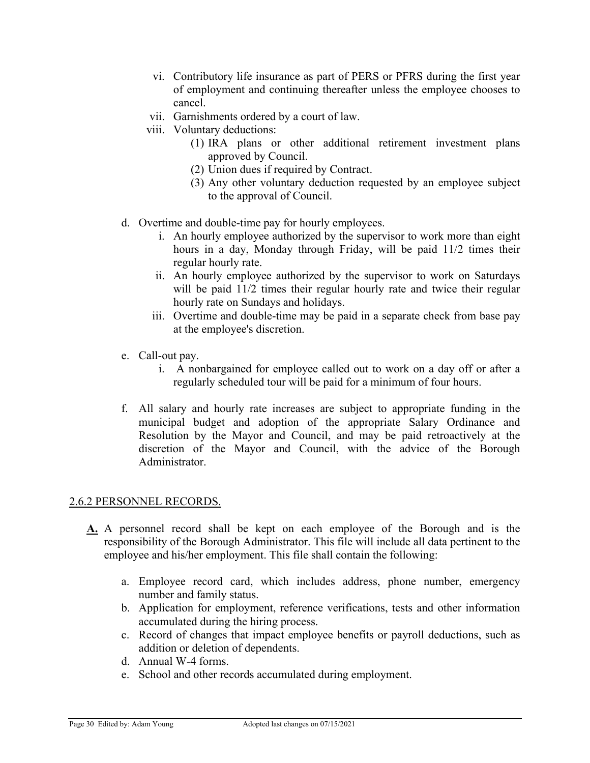vi. Contributory life insurance as part of PERS or PFRS during the first year of employment and continuing thereafter unless the employee chooses to cancel.

vii. Garnishments ordered by a court of law.

viii. Voluntary deductions:

(1) IRA plans or other additional retirement investment plans approved by Council.

(2) Union dues if required by Contract.

(3) Any other voluntary deduction requested by an employee subject to the approval of Council.

d. Overtime and double-time pay for hourly employees.

i. An hourly employee authorized by the supervisor to work more than eight hours in a day, Monday through Friday, will be paid 11/2 times their regular hourly rate.

ii. An hourly employee authorized by the supervisor to work on Saturdays will be paid 11/2 times their regular hourly rate and twice their regular hourly rate on Sundays and holidays.

iii. Overtime and double-time may be paid in a separate check from base pay at the employee's discretion.

e. Call-out pay.

i. A nonbargained for employee called out to work on a day off or after a regularly scheduled tour will be paid for a minimum of four hours.

f. All salary and hourly rate increases are subject to appropriate funding in the municipal budget and adoption of the appropriate Salary Ordinance and Resolution by the Mayor and Council, and may be paid retroactively at the discretion of the Mayor and Council, with the advice of the Borough Administrator.

<u>2.6.2 PERSONNEL RECORDS.</u>

**<u>A.</u>** A personnel record shall be kept on each employee of the Borough and is the responsibility of the Borough Administrator. This file will include all data pertinent to the employee and his/her employment. This file shall contain the following:

a. Employee record card, which includes address, phone number, emergency number and family status.

b. Application for employment, reference verifications, tests and other information accumulated during the hiring process.

c. Record of changes that impact employee benefits or payroll deductions, such as addition or deletion of dependents.

d. Annual W-4 forms.

e. School and other records accumulated during employment.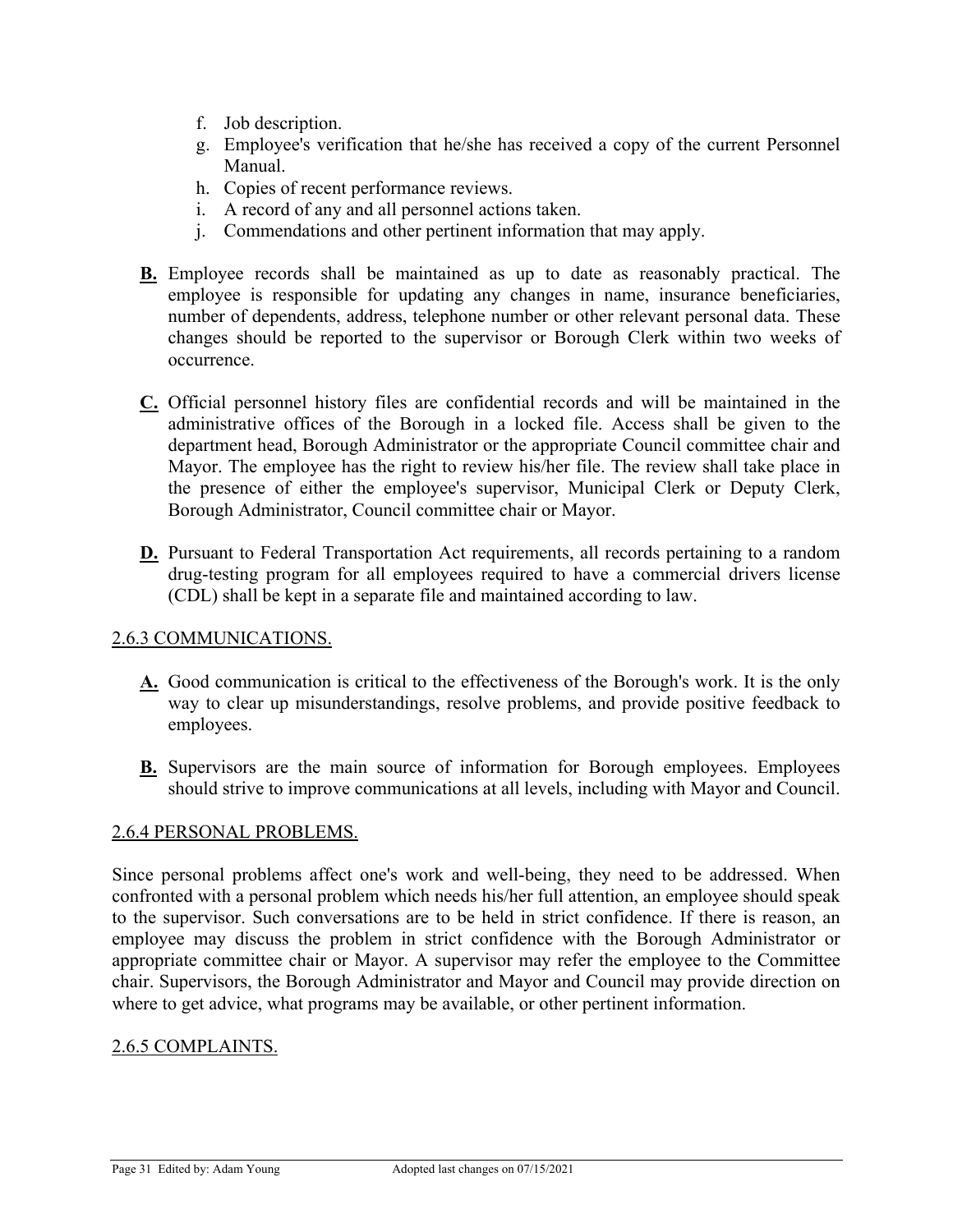f. Job description.
g. Employee's verification that he/she has received a copy of the current Personnel Manual.
h. Copies of recent performance reviews.
i. A record of any and all personnel actions taken.
j. Commendations and other pertinent information that may apply.

**B.** Employee records shall be maintained as up to date as reasonably practical. The employee is responsible for updating any changes in name, insurance beneficiaries, number of dependents, address, telephone number or other relevant personal data. These changes should be reported to the supervisor or Borough Clerk within two weeks of occurrence.

**C.** Official personnel history files are confidential records and will be maintained in the administrative offices of the Borough in a locked file. Access shall be given to the department head, Borough Administrator or the appropriate Council committee chair and Mayor. The employee has the right to review his/her file. The review shall take place in the presence of either the employee's supervisor, Municipal Clerk or Deputy Clerk, Borough Administrator, Council committee chair or Mayor.

**D.** Pursuant to Federal Transportation Act requirements, all records pertaining to a random drug-testing program for all employees required to have a commercial drivers license (CDL) shall be kept in a separate file and maintained according to law.

## 2.6.3 COMMUNICATIONS.

**A.** Good communication is critical to the effectiveness of the Borough's work. It is the only way to clear up misunderstandings, resolve problems, and provide positive feedback to employees.

**B.** Supervisors are the main source of information for Borough employees. Employees should strive to improve communications at all levels, including with Mayor and Council.

## 2.6.4 PERSONAL PROBLEMS.

Since personal problems affect one's work and well-being, they need to be addressed. When confronted with a personal problem which needs his/her full attention, an employee should speak to the supervisor. Such conversations are to be held in strict confidence. If there is reason, an employee may discuss the problem in strict confidence with the Borough Administrator or appropriate committee chair or Mayor. A supervisor may refer the employee to the Committee chair. Supervisors, the Borough Administrator and Mayor and Council may provide direction on where to get advice, what programs may be available, or other pertinent information.

## 2.6.5 COMPLAINTS.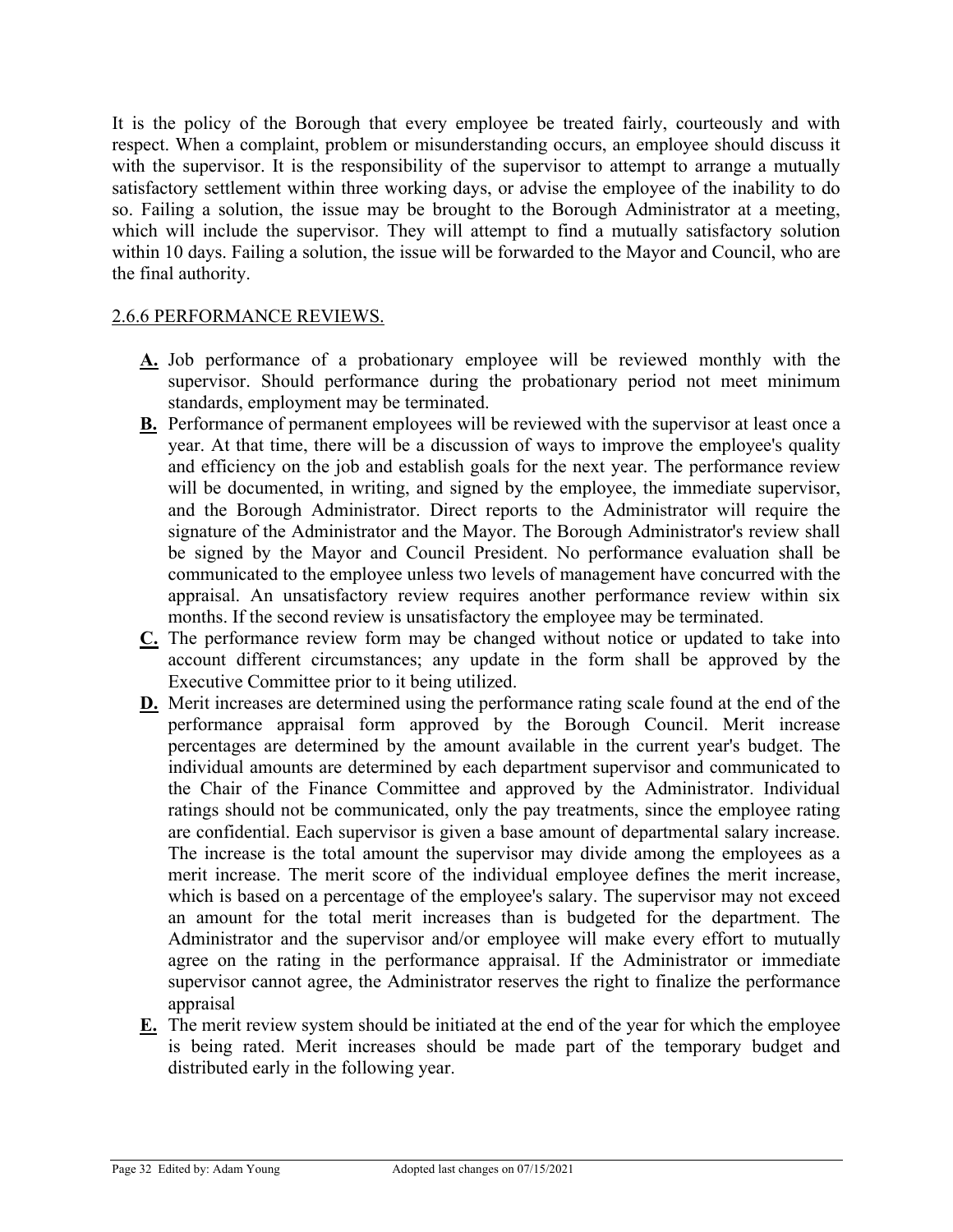It is the policy of the Borough that every employee be treated fairly, courteously and with respect. When a complaint, problem or misunderstanding occurs, an employee should discuss it with the supervisor. It is the responsibility of the supervisor to attempt to arrange a mutually satisfactory settlement within three working days, or advise the employee of the inability to do so. Failing a solution, the issue may be brought to the Borough Administrator at a meeting, which will include the supervisor. They will attempt to find a mutually satisfactory solution within 10 days. Failing a solution, the issue will be forwarded to the Mayor and Council, who are the final authority.

### 2.6.6 PERFORMANCE REVIEWS.

- **A.** Job performance of a probationary employee will be reviewed monthly with the supervisor. Should performance during the probationary period not meet minimum standards, employment may be terminated.
- **B.** Performance of permanent employees will be reviewed with the supervisor at least once a year. At that time, there will be a discussion of ways to improve the employee's quality and efficiency on the job and establish goals for the next year. The performance review will be documented, in writing, and signed by the employee, the immediate supervisor, and the Borough Administrator. Direct reports to the Administrator will require the signature of the Administrator and the Mayor. The Borough Administrator's review shall be signed by the Mayor and Council President. No performance evaluation shall be communicated to the employee unless two levels of management have concurred with the appraisal. An unsatisfactory review requires another performance review within six months. If the second review is unsatisfactory the employee may be terminated.
- **C.** The performance review form may be changed without notice or updated to take into account different circumstances; any update in the form shall be approved by the Executive Committee prior to it being utilized.
- **D.** Merit increases are determined using the performance rating scale found at the end of the performance appraisal form approved by the Borough Council. Merit increase percentages are determined by the amount available in the current year's budget. The individual amounts are determined by each department supervisor and communicated to the Chair of the Finance Committee and approved by the Administrator. Individual ratings should not be communicated, only the pay treatments, since the employee rating are confidential. Each supervisor is given a base amount of departmental salary increase. The increase is the total amount the supervisor may divide among the employees as a merit increase. The merit score of the individual employee defines the merit increase, which is based on a percentage of the employee's salary. The supervisor may not exceed an amount for the total merit increases than is budgeted for the department. The Administrator and the supervisor and/or employee will make every effort to mutually agree on the rating in the performance appraisal. If the Administrator or immediate supervisor cannot agree, the Administrator reserves the right to finalize the performance appraisal
- **E.** The merit review system should be initiated at the end of the year for which the employee is being rated. Merit increases should be made part of the temporary budget and distributed early in the following year.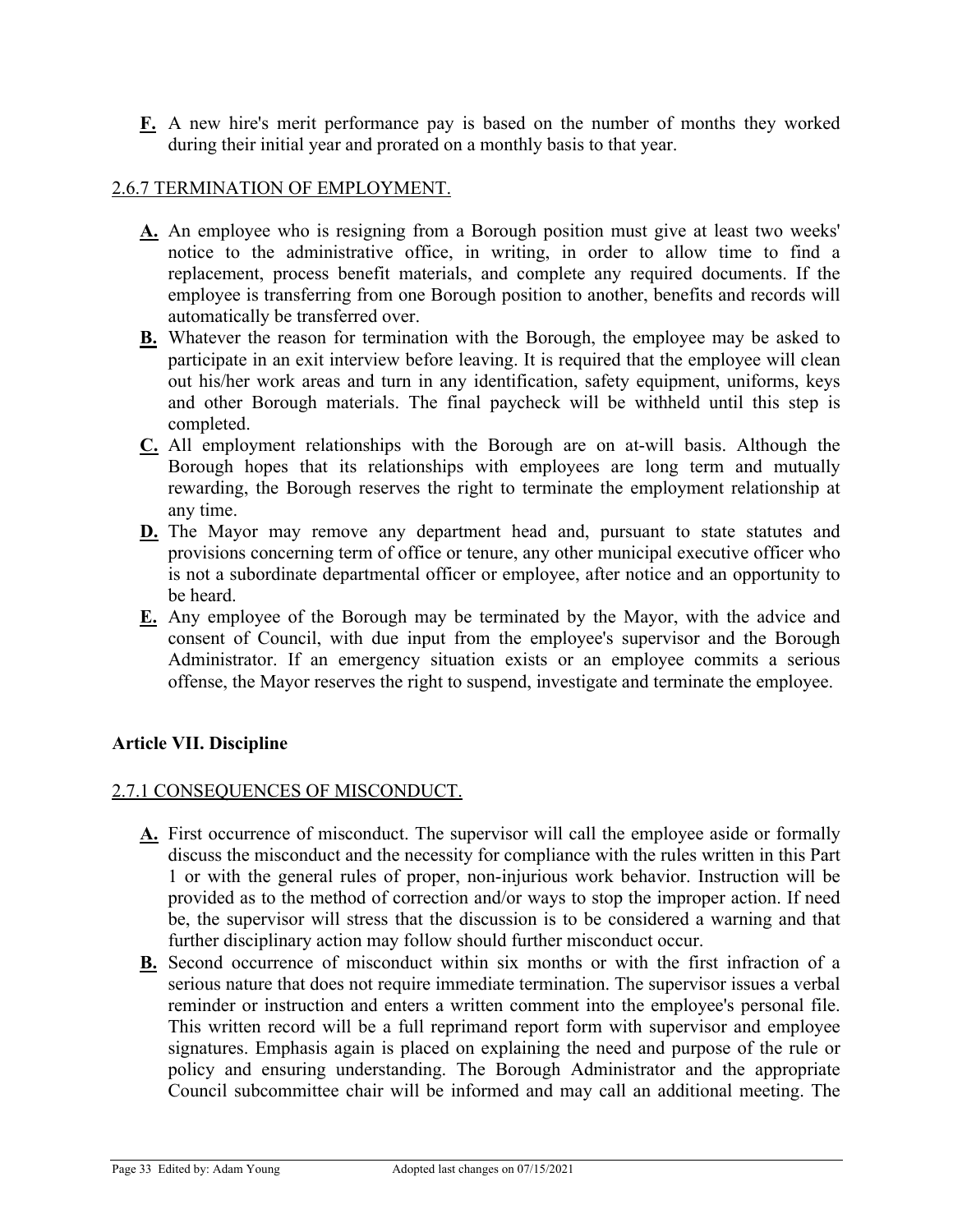**F.** A new hire's merit performance pay is based on the number of months they worked during their initial year and prorated on a monthly basis to that year.

2.6.7 TERMINATION OF EMPLOYMENT.

**A.** An employee who is resigning from a Borough position must give at least two weeks' notice to the administrative office, in writing, in order to allow time to find a replacement, process benefit materials, and complete any required documents. If the employee is transferring from one Borough position to another, benefits and records will automatically be transferred over.

**B.** Whatever the reason for termination with the Borough, the employee may be asked to participate in an exit interview before leaving. It is required that the employee will clean out his/her work areas and turn in any identification, safety equipment, uniforms, keys and other Borough materials. The final paycheck will be withheld until this step is completed.

**C.** All employment relationships with the Borough are on at-will basis. Although the Borough hopes that its relationships with employees are long term and mutually rewarding, the Borough reserves the right to terminate the employment relationship at any time.

**D.** The Mayor may remove any department head and, pursuant to state statutes and provisions concerning term of office or tenure, any other municipal executive officer who is not a subordinate departmental officer or employee, after notice and an opportunity to be heard.

**E.** Any employee of the Borough may be terminated by the Mayor, with the advice and consent of Council, with due input from the employee's supervisor and the Borough Administrator. If an emergency situation exists or an employee commits a serious offense, the Mayor reserves the right to suspend, investigate and terminate the employee.

## Article VII. Discipline

2.7.1 CONSEQUENCES OF MISCONDUCT.

**A.** First occurrence of misconduct. The supervisor will call the employee aside or formally discuss the misconduct and the necessity for compliance with the rules written in this Part 1 or with the general rules of proper, non-injurious work behavior. Instruction will be provided as to the method of correction and/or ways to stop the improper action. If need be, the supervisor will stress that the discussion is to be considered a warning and that further disciplinary action may follow should further misconduct occur.

**B.** Second occurrence of misconduct within six months or with the first infraction of a serious nature that does not require immediate termination. The supervisor issues a verbal reminder or instruction and enters a written comment into the employee's personal file. This written record will be a full reprimand report form with supervisor and employee signatures. Emphasis again is placed on explaining the need and purpose of the rule or policy and ensuring understanding. The Borough Administrator and the appropriate Council subcommittee chair will be informed and may call an additional meeting. The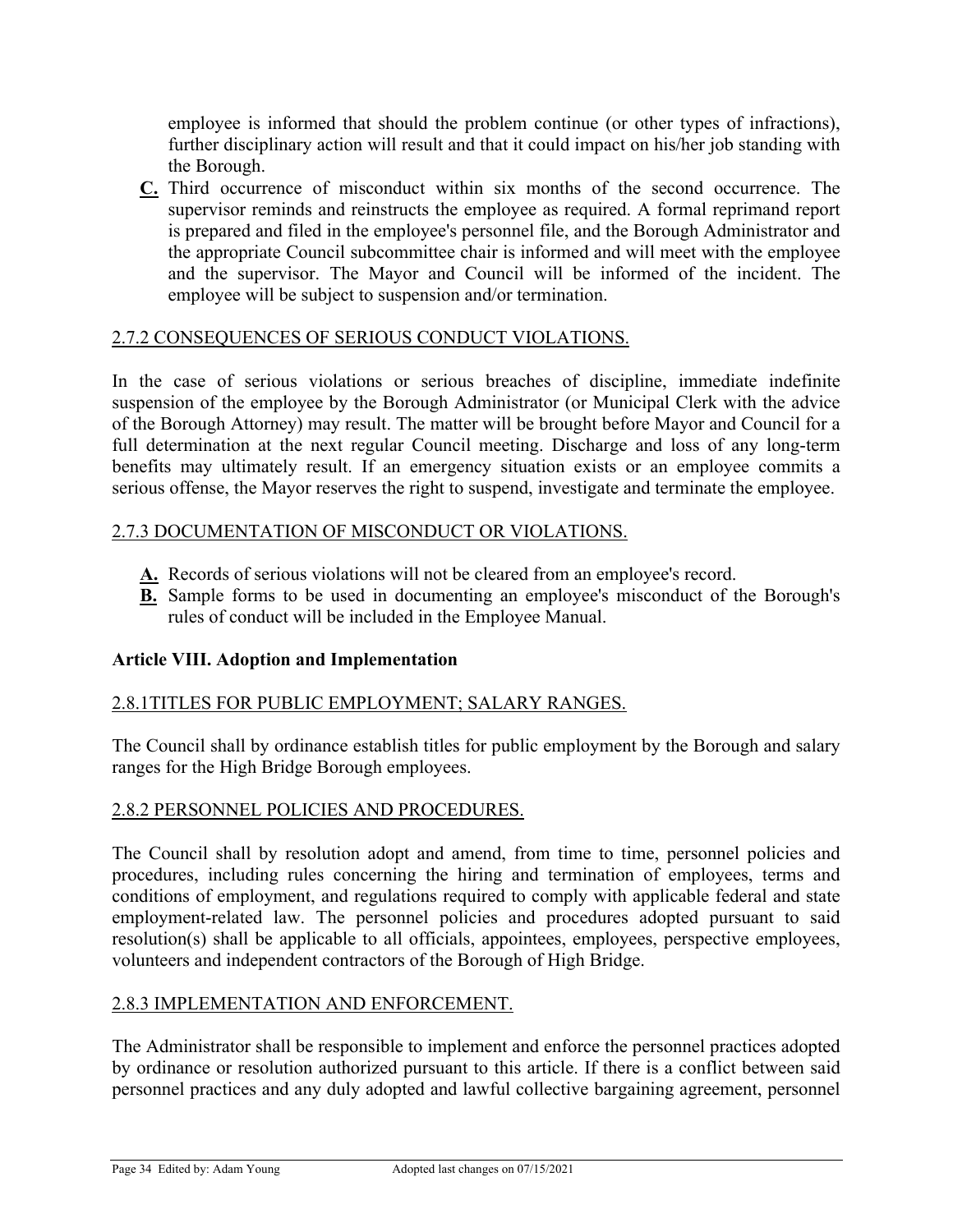employee is informed that should the problem continue (or other types of infractions), further disciplinary action will result and that it could impact on his/her job standing with the Borough.

**C.** Third occurrence of misconduct within six months of the second occurrence. The supervisor reminds and reinstructs the employee as required. A formal reprimand report is prepared and filed in the employee's personnel file, and the Borough Administrator and the appropriate Council subcommittee chair is informed and will meet with the employee and the supervisor. The Mayor and Council will be informed of the incident. The employee will be subject to suspension and/or termination.

2.7.2 CONSEQUENCES OF SERIOUS CONDUCT VIOLATIONS.

In the case of serious violations or serious breaches of discipline, immediate indefinite suspension of the employee by the Borough Administrator (or Municipal Clerk with the advice of the Borough Attorney) may result. The matter will be brought before Mayor and Council for a full determination at the next regular Council meeting. Discharge and loss of any long-term benefits may ultimately result. If an emergency situation exists or an employee commits a serious offense, the Mayor reserves the right to suspend, investigate and terminate the employee.

2.7.3 DOCUMENTATION OF MISCONDUCT OR VIOLATIONS.

**A.** Records of serious violations will not be cleared from an employee's record.

**B.** Sample forms to be used in documenting an employee's misconduct of the Borough's rules of conduct will be included in the Employee Manual.

## Article VIII. Adoption and Implementation

2.8.1TITLES FOR PUBLIC EMPLOYMENT; SALARY RANGES.

The Council shall by ordinance establish titles for public employment by the Borough and salary ranges for the High Bridge Borough employees.

2.8.2 PERSONNEL POLICIES AND PROCEDURES.

The Council shall by resolution adopt and amend, from time to time, personnel policies and procedures, including rules concerning the hiring and termination of employees, terms and conditions of employment, and regulations required to comply with applicable federal and state employment-related law. The personnel policies and procedures adopted pursuant to said resolution(s) shall be applicable to all officials, appointees, employees, perspective employees, volunteers and independent contractors of the Borough of High Bridge.

2.8.3 IMPLEMENTATION AND ENFORCEMENT.

The Administrator shall be responsible to implement and enforce the personnel practices adopted by ordinance or resolution authorized pursuant to this article. If there is a conflict between said personnel practices and any duly adopted and lawful collective bargaining agreement, personnel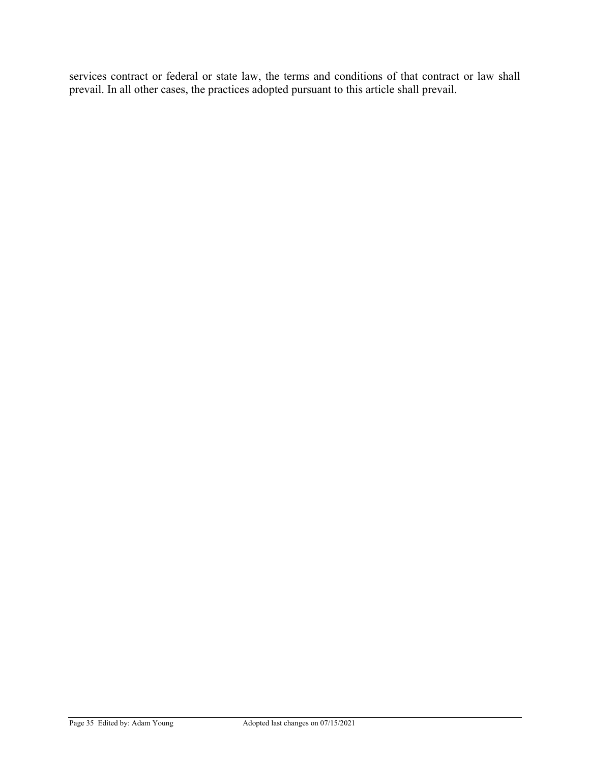services contract or federal or state law, the terms and conditions of that contract or law shall prevail. In all other cases, the practices adopted pursuant to this article shall prevail.